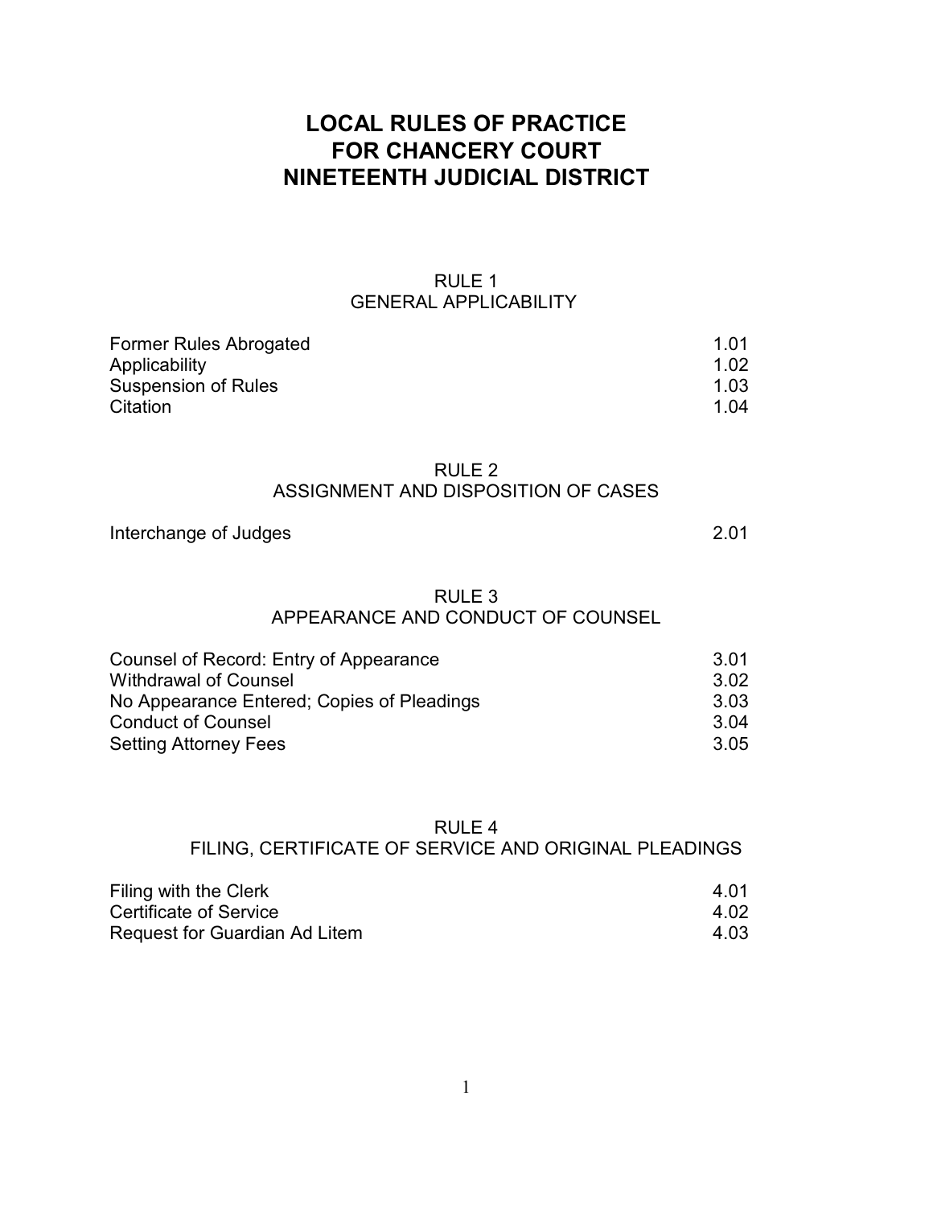# LOCAL RULES OF PRACTICE FOR CHANCERY COURT NINETEENTH JUDICIAL DISTRICT

## RULE 1
## GENERAL APPLICABILITY

| | |
|---|---|
| Former Rules Abrogated | 1.01 |
| Applicability | 1.02 |
| Suspension of Rules | 1.03 |
| Citation | 1.04 |

## RULE 2
## ASSIGNMENT AND DISPOSITION OF CASES

| | |
|---|---|
| Interchange of Judges | 2.01 |

## RULE 3
## APPEARANCE AND CONDUCT OF COUNSEL

| | |
|---|---|
| Counsel of Record: Entry of Appearance | 3.01 |
| Withdrawal of Counsel | 3.02 |
| No Appearance Entered; Copies of Pleadings | 3.03 |
| Conduct of Counsel | 3.04 |
| Setting Attorney Fees | 3.05 |

## RULE 4
## FILING, CERTIFICATE OF SERVICE AND ORIGINAL PLEADINGS

| | |
|---|---|
| Filing with the Clerk | 4.01 |
| Certificate of Service | 4.02 |
| Request for Guardian Ad Litem | 4.03 |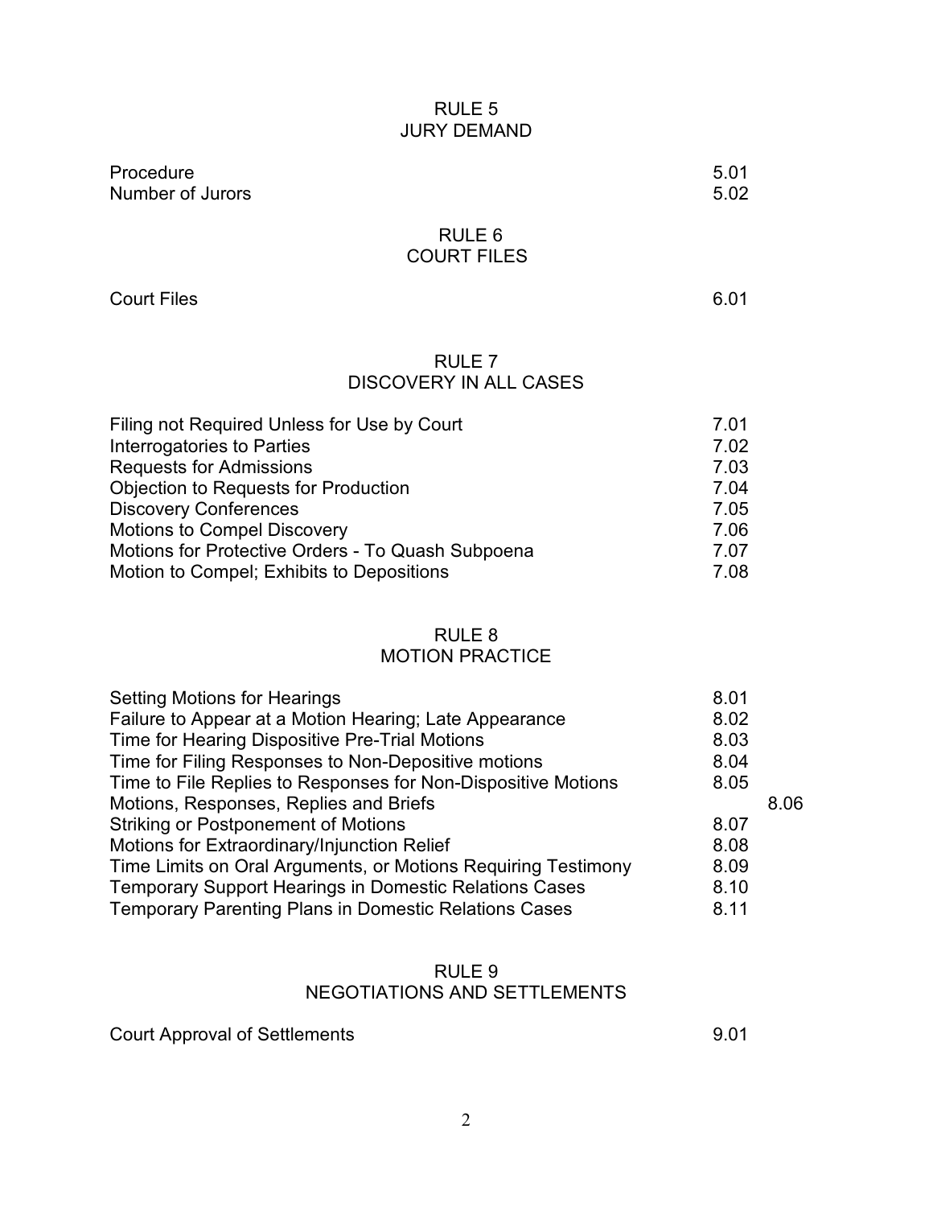## RULE 5
## JURY DEMAND

| | |
|---|---|
| Procedure | 5.01 |
| Number of Jurors | 5.02 |

## RULE 6
## COURT FILES

| | |
|---|---|
| Court Files | 6.01 |

## RULE 7
## DISCOVERY IN ALL CASES

| | |
|---|---|
| Filing not Required Unless for Use by Court | 7.01 |
| Interrogatories to Parties | 7.02 |
| Requests for Admissions | 7.03 |
| Objection to Requests for Production | 7.04 |
| Discovery Conferences | 7.05 |
| Motions to Compel Discovery | 7.06 |
| Motions for Protective Orders - To Quash Subpoena | 7.07 |
| Motion to Compel; Exhibits to Depositions | 7.08 |

## RULE 8
## MOTION PRACTICE

| | |
|---|---|
| Setting Motions for Hearings | 8.01 |
| Failure to Appear at a Motion Hearing; Late Appearance | 8.02 |
| Time for Hearing Dispositive Pre-Trial Motions | 8.03 |
| Time for Filing Responses to Non-Depositive motions | 8.04 |
| Time to File Replies to Responses for Non-Dispositive Motions | 8.05 |
| Motions, Responses, Replies and Briefs | 8.06 |
| Striking or Postponement of Motions | 8.07 |
| Motions for Extraordinary/Injunction Relief | 8.08 |
| Time Limits on Oral Arguments, or Motions Requiring Testimony | 8.09 |
| Temporary Support Hearings in Domestic Relations Cases | 8.10 |
| Temporary Parenting Plans in Domestic Relations Cases | 8.11 |

## RULE 9
## NEGOTIATIONS AND SETTLEMENTS

| | |
|---|---|
| Court Approval of Settlements | 9.01 |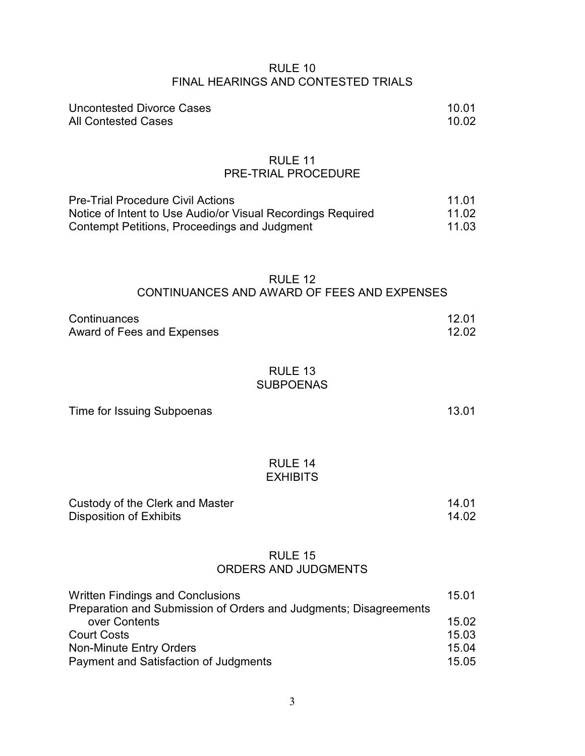## RULE 10
## FINAL HEARINGS AND CONTESTED TRIALS

| | |
|---|---|
| Uncontested Divorce Cases | 10.01 |
| All Contested Cases | 10.02 |

## RULE 11
## PRE-TRIAL PROCEDURE

| | |
|---|---|
| Pre-Trial Procedure Civil Actions | 11.01 |
| Notice of Intent to Use Audio/or Visual Recordings Required | 11.02 |
| Contempt Petitions, Proceedings and Judgment | 11.03 |

## RULE 12
## CONTINUANCES AND AWARD OF FEES AND EXPENSES

| | |
|---|---|
| Continuances | 12.01 |
| Award of Fees and Expenses | 12.02 |

## RULE 13
## SUBPOENAS

| | |
|---|---|
| Time for Issuing Subpoenas | 13.01 |

## RULE 14
## EXHIBITS

| | |
|---|---|
| Custody of the Clerk and Master | 14.01 |
| Disposition of Exhibits | 14.02 |

## RULE 15
## ORDERS AND JUDGMENTS

| | |
|---|---|
| Written Findings and Conclusions | 15.01 |
| Preparation and Submission of Orders and Judgments; Disagreements over Contents | 15.02 |
| Court Costs | 15.03 |
| Non-Minute Entry Orders | 15.04 |
| Payment and Satisfaction of Judgments | 15.05 |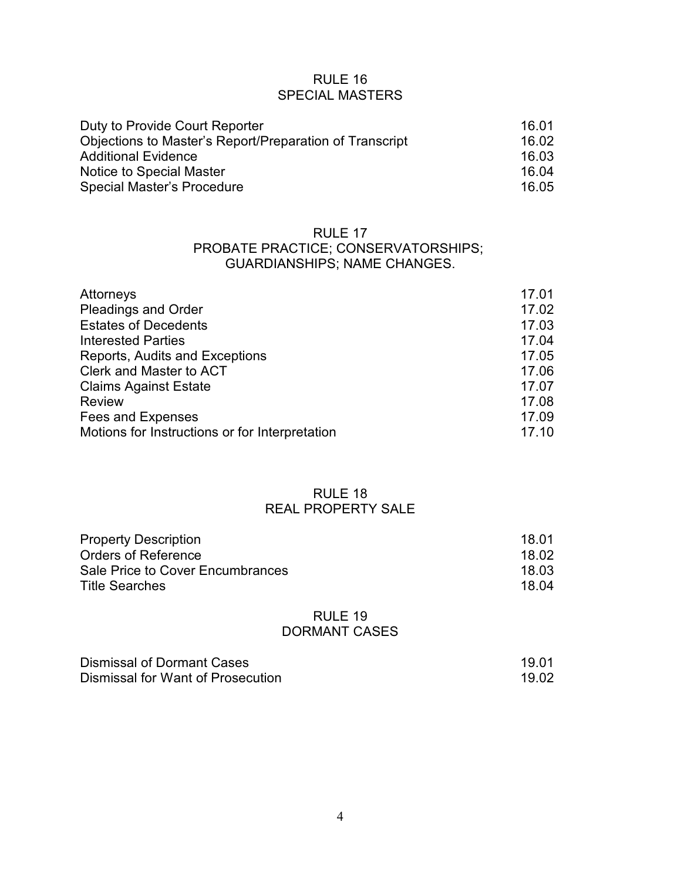## RULE 16
## SPECIAL MASTERS

| | |
|---|---|
| Duty to Provide Court Reporter | 16.01 |
| Objections to Master's Report/Preparation of Transcript | 16.02 |
| Additional Evidence | 16.03 |
| Notice to Special Master | 16.04 |
| Special Master's Procedure | 16.05 |

## RULE 17
## PROBATE PRACTICE; CONSERVATORSHIPS; GUARDIANSHIPS; NAME CHANGES.

| | |
|---|---|
| Attorneys | 17.01 |
| Pleadings and Order | 17.02 |
| Estates of Decedents | 17.03 |
| Interested Parties | 17.04 |
| Reports, Audits and Exceptions | 17.05 |
| Clerk and Master to ACT | 17.06 |
| Claims Against Estate | 17.07 |
| Review | 17.08 |
| Fees and Expenses | 17.09 |
| Motions for Instructions or for Interpretation | 17.10 |

## RULE 18
## REAL PROPERTY SALE

| | |
|---|---|
| Property Description | 18.01 |
| Orders of Reference | 18.02 |
| Sale Price to Cover Encumbrances | 18.03 |
| Title Searches | 18.04 |

## RULE 19
## DORMANT CASES

| | |
|---|---|
| Dismissal of Dormant Cases | 19.01 |
| Dismissal for Want of Prosecution | 19.02 |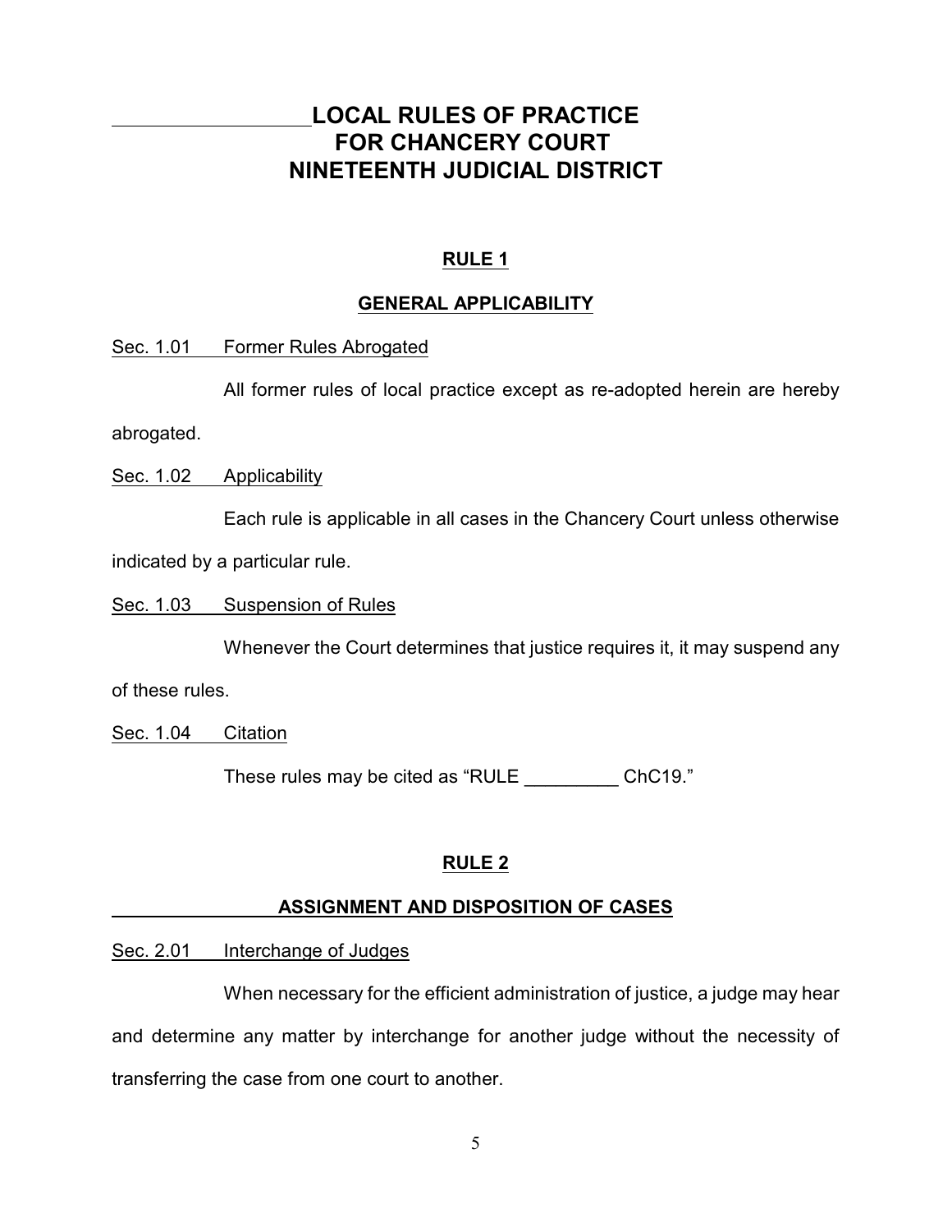# LOCAL RULES OF PRACTICE FOR CHANCERY COURT NINETEENTH JUDICIAL DISTRICT

## RULE 1

## GENERAL APPLICABILITY

Sec. 1.01 Former Rules Abrogated

All former rules of local practice except as re-adopted herein are hereby abrogated.

Sec. 1.02 Applicability

Each rule is applicable in all cases in the Chancery Court unless otherwise indicated by a particular rule.

Sec. 1.03 Suspension of Rules

Whenever the Court determines that justice requires it, it may suspend any of these rules.

Sec. 1.04 Citation

These rules may be cited as "RULE _________ ChC19."

## RULE 2

## ASSIGNMENT AND DISPOSITION OF CASES

Sec. 2.01 Interchange of Judges

When necessary for the efficient administration of justice, a judge may hear and determine any matter by interchange for another judge without the necessity of transferring the case from one court to another.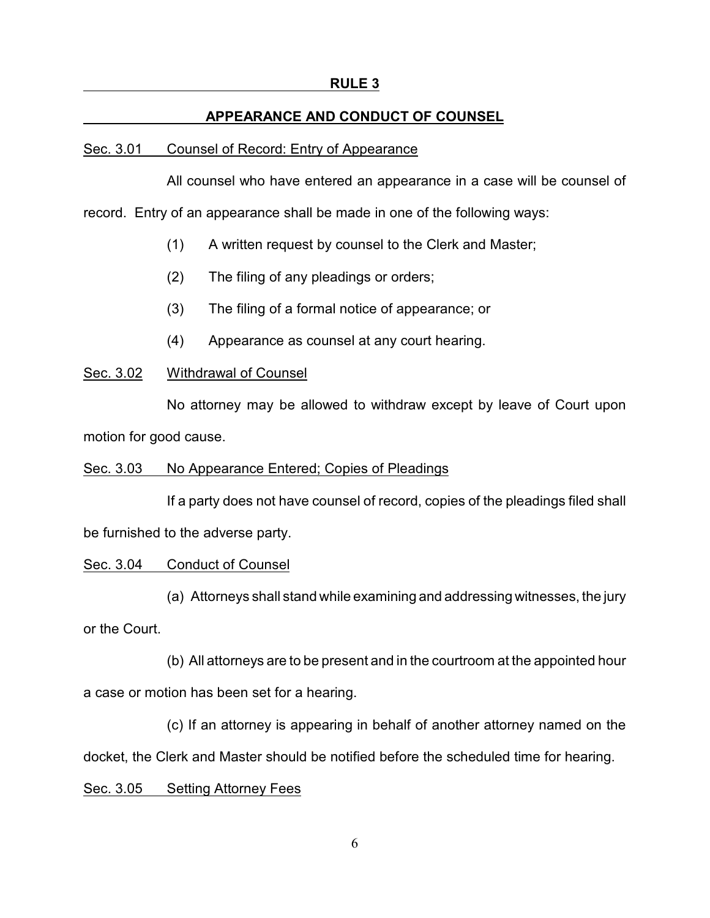## RULE 3

## APPEARANCE AND CONDUCT OF COUNSEL

Sec. 3.01 Counsel of Record: Entry of Appearance

All counsel who have entered an appearance in a case will be counsel of record. Entry of an appearance shall be made in one of the following ways:

(1) A written request by counsel to the Clerk and Master;

(2) The filing of any pleadings or orders;

(3) The filing of a formal notice of appearance; or

(4) Appearance as counsel at any court hearing.

Sec. 3.02 Withdrawal of Counsel

No attorney may be allowed to withdraw except by leave of Court upon motion for good cause.

Sec. 3.03 No Appearance Entered; Copies of Pleadings

If a party does not have counsel of record, copies of the pleadings filed shall be furnished to the adverse party.

Sec. 3.04 Conduct of Counsel

(a) Attorneys shall stand while examining and addressing witnesses, the jury or the Court.

(b) All attorneys are to be present and in the courtroom at the appointed hour a case or motion has been set for a hearing.

(c) If an attorney is appearing in behalf of another attorney named on the docket, the Clerk and Master should be notified before the scheduled time for hearing.

Sec. 3.05 Setting Attorney Fees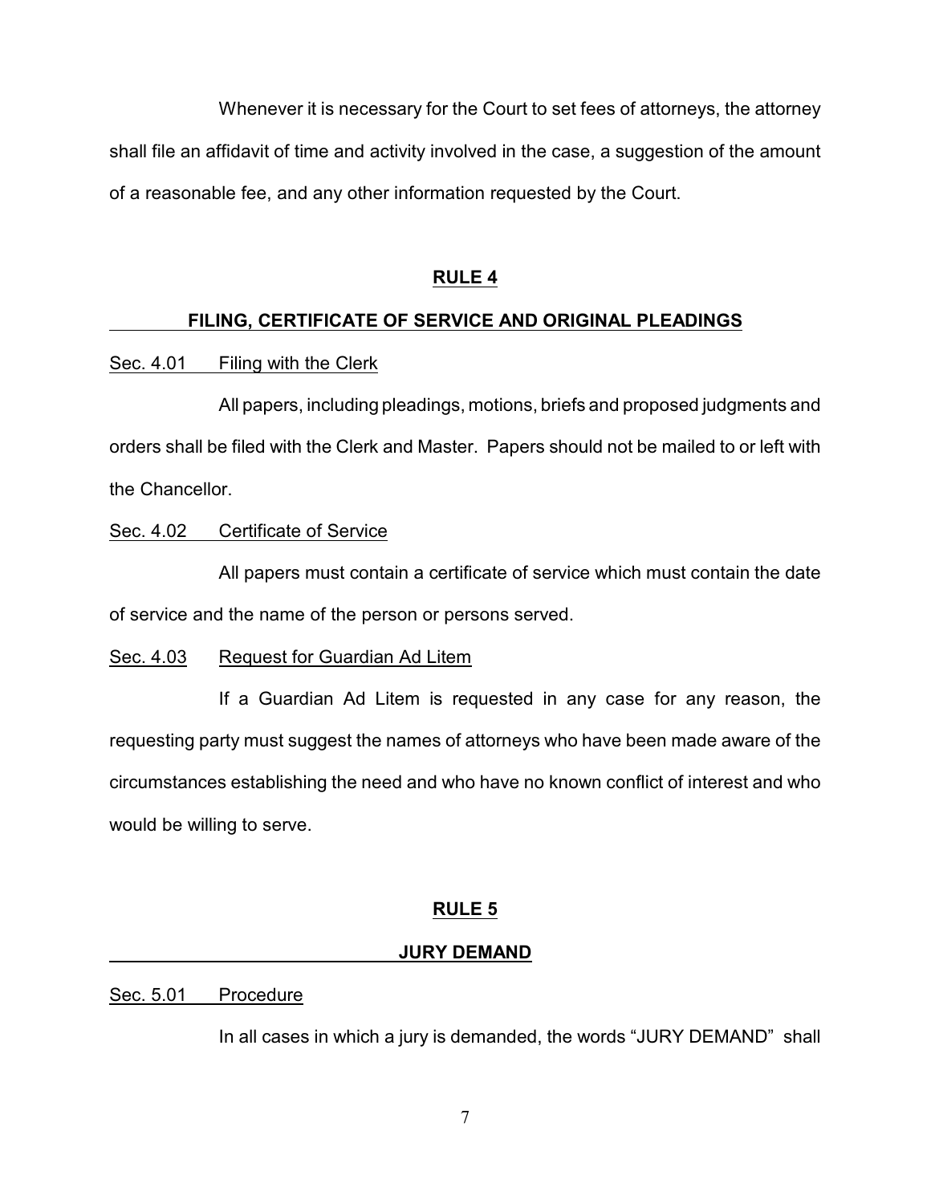Whenever it is necessary for the Court to set fees of attorneys, the attorney shall file an affidavit of time and activity involved in the case, a suggestion of the amount of a reasonable fee, and any other information requested by the Court.

## RULE 4

## FILING, CERTIFICATE OF SERVICE AND ORIGINAL PLEADINGS

Sec. 4.01 Filing with the Clerk

All papers, including pleadings, motions, briefs and proposed judgments and orders shall be filed with the Clerk and Master. Papers should not be mailed to or left with the Chancellor.

Sec. 4.02 Certificate of Service

All papers must contain a certificate of service which must contain the date of service and the name of the person or persons served.

Sec. 4.03 Request for Guardian Ad Litem

If a Guardian Ad Litem is requested in any case for any reason, the requesting party must suggest the names of attorneys who have been made aware of the circumstances establishing the need and who have no known conflict of interest and who would be willing to serve.

## RULE 5

## JURY DEMAND

Sec. 5.01 Procedure

In all cases in which a jury is demanded, the words "JURY DEMAND" shall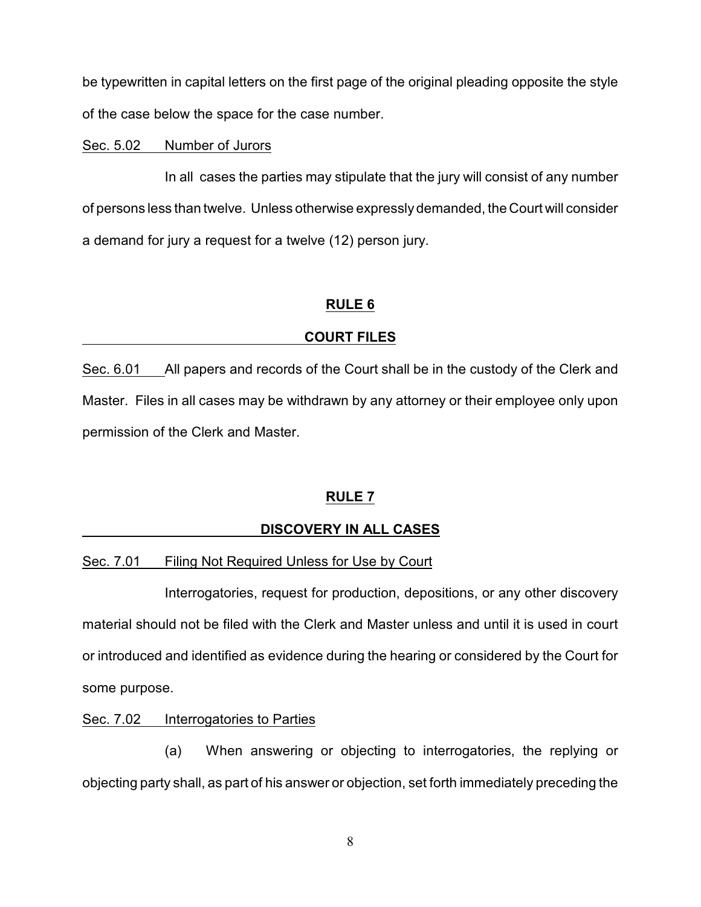be typewritten in capital letters on the first page of the original pleading opposite the style of the case below the space for the case number.

Sec. 5.02 Number of Jurors

In all cases the parties may stipulate that the jury will consist of any number of persons less than twelve. Unless otherwise expressly demanded, the Court will consider a demand for jury a request for a twelve (12) person jury.

## RULE 6

## COURT FILES

Sec. 6.01 All papers and records of the Court shall be in the custody of the Clerk and Master. Files in all cases may be withdrawn by any attorney or their employee only upon permission of the Clerk and Master.

## RULE 7

## DISCOVERY IN ALL CASES

Sec. 7.01 Filing Not Required Unless for Use by Court

Interrogatories, request for production, depositions, or any other discovery material should not be filed with the Clerk and Master unless and until it is used in court or introduced and identified as evidence during the hearing or considered by the Court for some purpose.

Sec. 7.02 Interrogatories to Parties

(a) When answering or objecting to interrogatories, the replying or objecting party shall, as part of his answer or objection, set forth immediately preceding the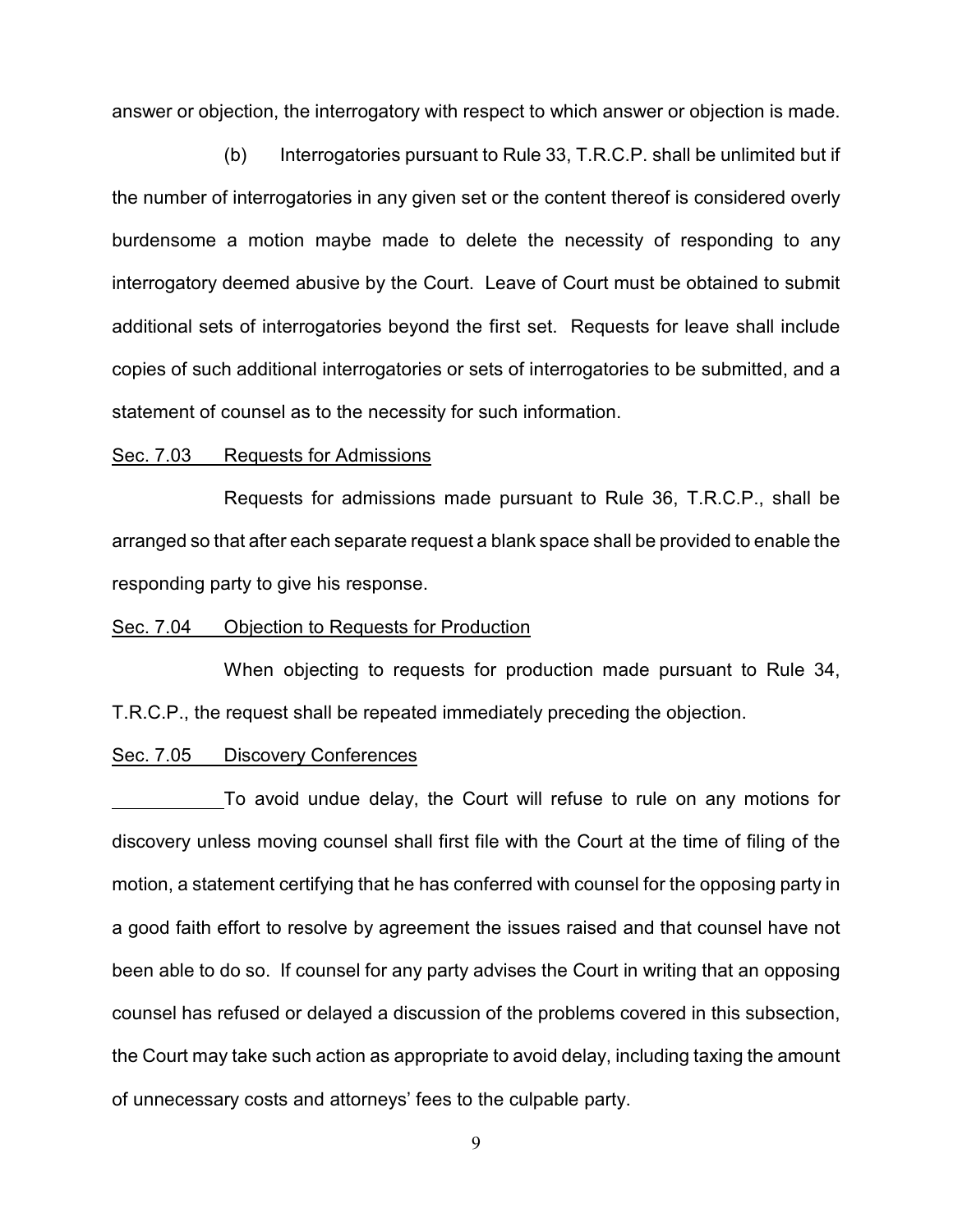answer or objection, the interrogatory with respect to which answer or objection is made.

(b) Interrogatories pursuant to Rule 33, T.R.C.P. shall be unlimited but if the number of interrogatories in any given set or the content thereof is considered overly burdensome a motion maybe made to delete the necessity of responding to any interrogatory deemed abusive by the Court. Leave of Court must be obtained to submit additional sets of interrogatories beyond the first set. Requests for leave shall include copies of such additional interrogatories or sets of interrogatories to be submitted, and a statement of counsel as to the necessity for such information.

<u>Sec. 7.03 Requests for Admissions</u>

Requests for admissions made pursuant to Rule 36, T.R.C.P., shall be arranged so that after each separate request a blank space shall be provided to enable the responding party to give his response.

<u>Sec. 7.04 Objection to Requests for Production</u>

When objecting to requests for production made pursuant to Rule 34, T.R.C.P., the request shall be repeated immediately preceding the objection.

<u>Sec. 7.05 Discovery Conferences</u>

To avoid undue delay, the Court will refuse to rule on any motions for discovery unless moving counsel shall first file with the Court at the time of filing of the motion, a statement certifying that he has conferred with counsel for the opposing party in a good faith effort to resolve by agreement the issues raised and that counsel have not been able to do so. If counsel for any party advises the Court in writing that an opposing counsel has refused or delayed a discussion of the problems covered in this subsection, the Court may take such action as appropriate to avoid delay, including taxing the amount of unnecessary costs and attorneys' fees to the culpable party.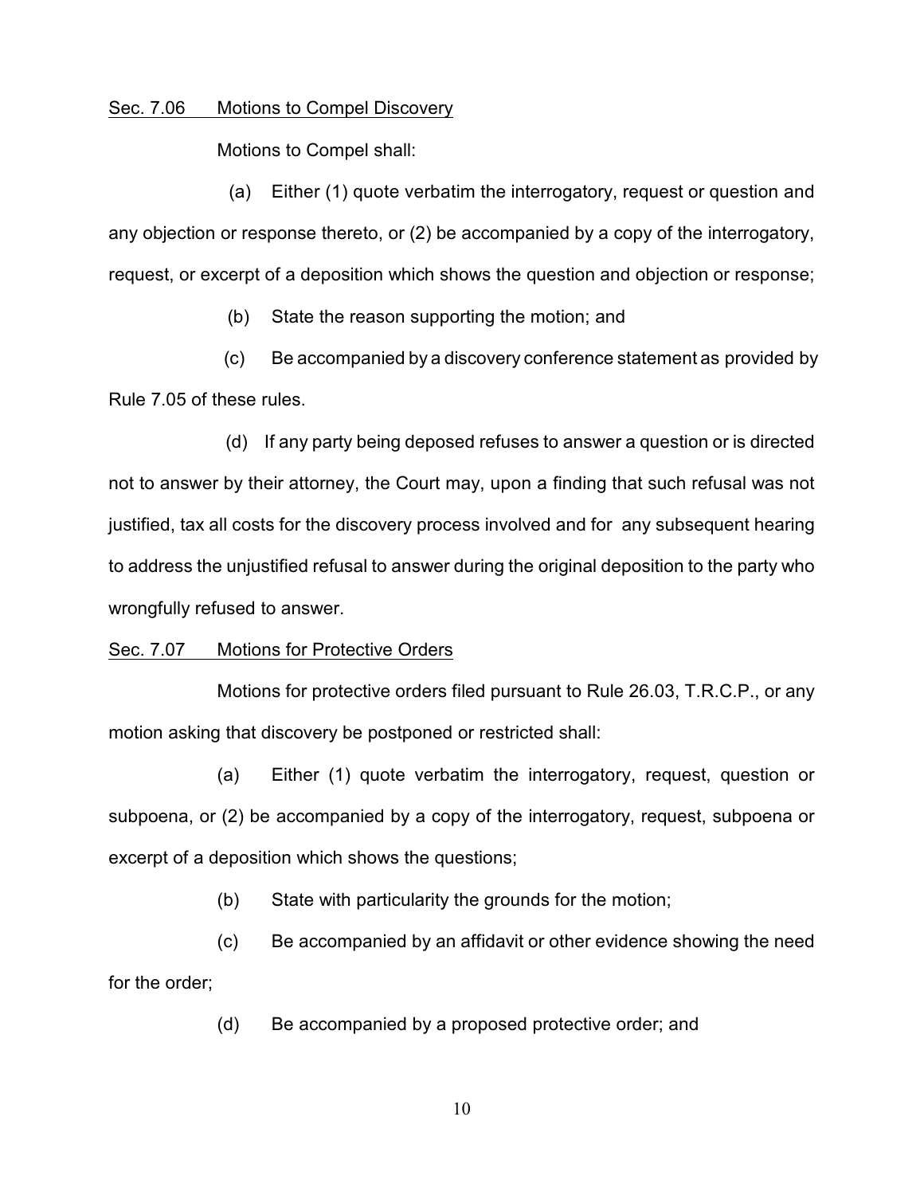Sec. 7.06 Motions to Compel Discovery

Motions to Compel shall:

(a) Either (1) quote verbatim the interrogatory, request or question and any objection or response thereto, or (2) be accompanied by a copy of the interrogatory, request, or excerpt of a deposition which shows the question and objection or response;

(b) State the reason supporting the motion; and

(c) Be accompanied by a discovery conference statement as provided by Rule 7.05 of these rules.

(d) If any party being deposed refuses to answer a question or is directed not to answer by their attorney, the Court may, upon a finding that such refusal was not justified, tax all costs for the discovery process involved and for any subsequent hearing to address the unjustified refusal to answer during the original deposition to the party who wrongfully refused to answer.

Sec. 7.07 Motions for Protective Orders

Motions for protective orders filed pursuant to Rule 26.03, T.R.C.P., or any motion asking that discovery be postponed or restricted shall:

(a) Either (1) quote verbatim the interrogatory, request, question or subpoena, or (2) be accompanied by a copy of the interrogatory, request, subpoena or excerpt of a deposition which shows the questions;

(b) State with particularity the grounds for the motion;

(c) Be accompanied by an affidavit or other evidence showing the need for the order;

(d) Be accompanied by a proposed protective order; and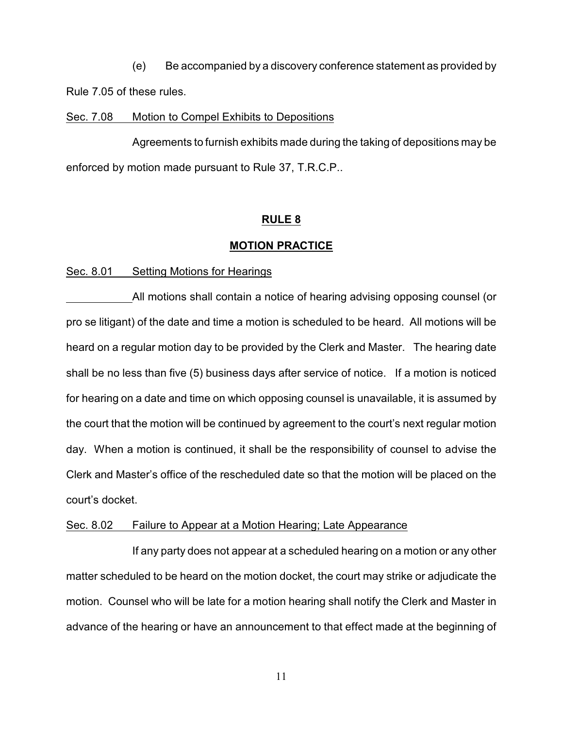(e) Be accompanied by a discovery conference statement as provided by Rule 7.05 of these rules.

Sec. 7.08 Motion to Compel Exhibits to Depositions

Agreements to furnish exhibits made during the taking of depositions may be enforced by motion made pursuant to Rule 37, T.R.C.P..

## RULE 8

## MOTION PRACTICE

Sec. 8.01 Setting Motions for Hearings

All motions shall contain a notice of hearing advising opposing counsel (or pro se litigant) of the date and time a motion is scheduled to be heard. All motions will be heard on a regular motion day to be provided by the Clerk and Master. The hearing date shall be no less than five (5) business days after service of notice. If a motion is noticed for hearing on a date and time on which opposing counsel is unavailable, it is assumed by the court that the motion will be continued by agreement to the court's next regular motion day. When a motion is continued, it shall be the responsibility of counsel to advise the Clerk and Master's office of the rescheduled date so that the motion will be placed on the court's docket.

Sec. 8.02 Failure to Appear at a Motion Hearing; Late Appearance

If any party does not appear at a scheduled hearing on a motion or any other matter scheduled to be heard on the motion docket, the court may strike or adjudicate the motion. Counsel who will be late for a motion hearing shall notify the Clerk and Master in advance of the hearing or have an announcement to that effect made at the beginning of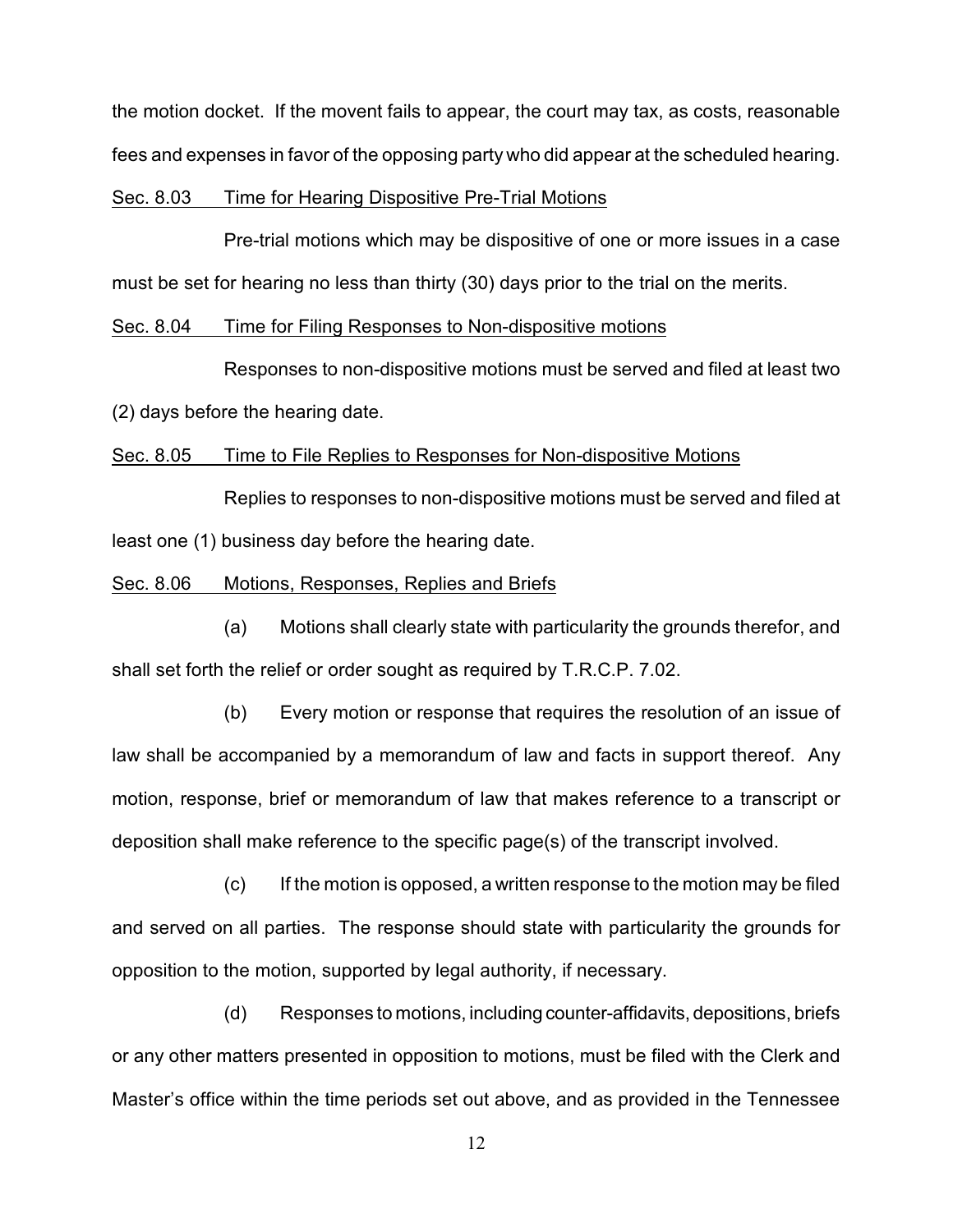the motion docket. If the movent fails to appear, the court may tax, as costs, reasonable fees and expenses in favor of the opposing party who did appear at the scheduled hearing.

Sec. 8.03 Time for Hearing Dispositive Pre-Trial Motions

Pre-trial motions which may be dispositive of one or more issues in a case must be set for hearing no less than thirty (30) days prior to the trial on the merits.

Sec. 8.04 Time for Filing Responses to Non-dispositive motions

Responses to non-dispositive motions must be served and filed at least two (2) days before the hearing date.

Sec. 8.05 Time to File Replies to Responses for Non-dispositive Motions

Replies to responses to non-dispositive motions must be served and filed at least one (1) business day before the hearing date.

Sec. 8.06 Motions, Responses, Replies and Briefs

(a) Motions shall clearly state with particularity the grounds therefor, and shall set forth the relief or order sought as required by T.R.C.P. 7.02.

(b) Every motion or response that requires the resolution of an issue of law shall be accompanied by a memorandum of law and facts in support thereof. Any motion, response, brief or memorandum of law that makes reference to a transcript or deposition shall make reference to the specific page(s) of the transcript involved.

(c) If the motion is opposed, a written response to the motion may be filed and served on all parties. The response should state with particularity the grounds for opposition to the motion, supported by legal authority, if necessary.

(d) Responses to motions, including counter-affidavits, depositions, briefs or any other matters presented in opposition to motions, must be filed with the Clerk and Master's office within the time periods set out above, and as provided in the Tennessee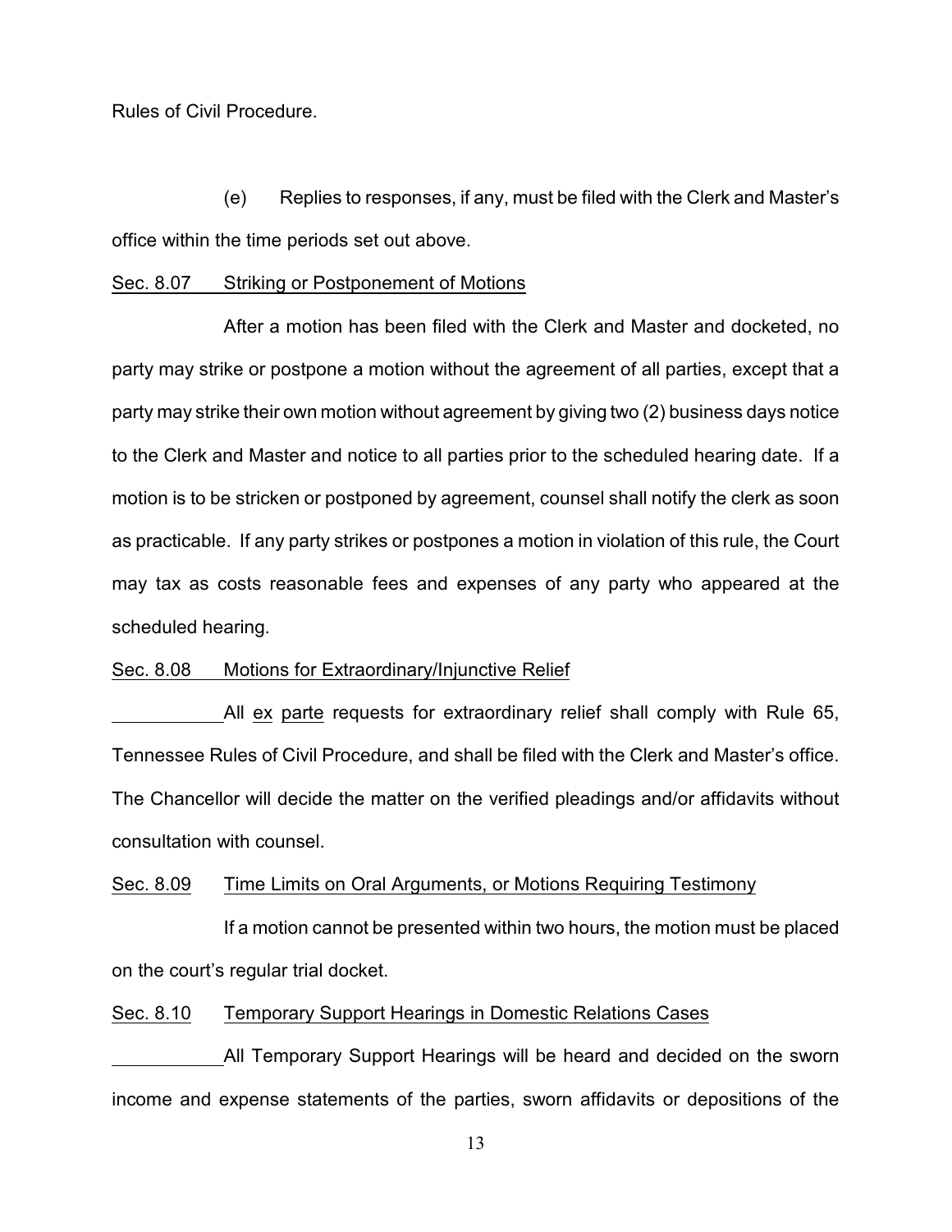Rules of Civil Procedure.

(e) Replies to responses, if any, must be filed with the Clerk and Master's office within the time periods set out above.

Sec. 8.07 Striking or Postponement of Motions

After a motion has been filed with the Clerk and Master and docketed, no party may strike or postpone a motion without the agreement of all parties, except that a party may strike their own motion without agreement by giving two (2) business days notice to the Clerk and Master and notice to all parties prior to the scheduled hearing date. If a motion is to be stricken or postponed by agreement, counsel shall notify the clerk as soon as practicable. If any party strikes or postpones a motion in violation of this rule, the Court may tax as costs reasonable fees and expenses of any party who appeared at the scheduled hearing.

Sec. 8.08 Motions for Extraordinary/Injunctive Relief

All *ex parte* requests for extraordinary relief shall comply with Rule 65, Tennessee Rules of Civil Procedure, and shall be filed with the Clerk and Master's office. The Chancellor will decide the matter on the verified pleadings and/or affidavits without consultation with counsel.

Sec. 8.09 Time Limits on Oral Arguments, or Motions Requiring Testimony

If a motion cannot be presented within two hours, the motion must be placed on the court's regular trial docket.

Sec. 8.10 Temporary Support Hearings in Domestic Relations Cases

All Temporary Support Hearings will be heard and decided on the sworn income and expense statements of the parties, sworn affidavits or depositions of the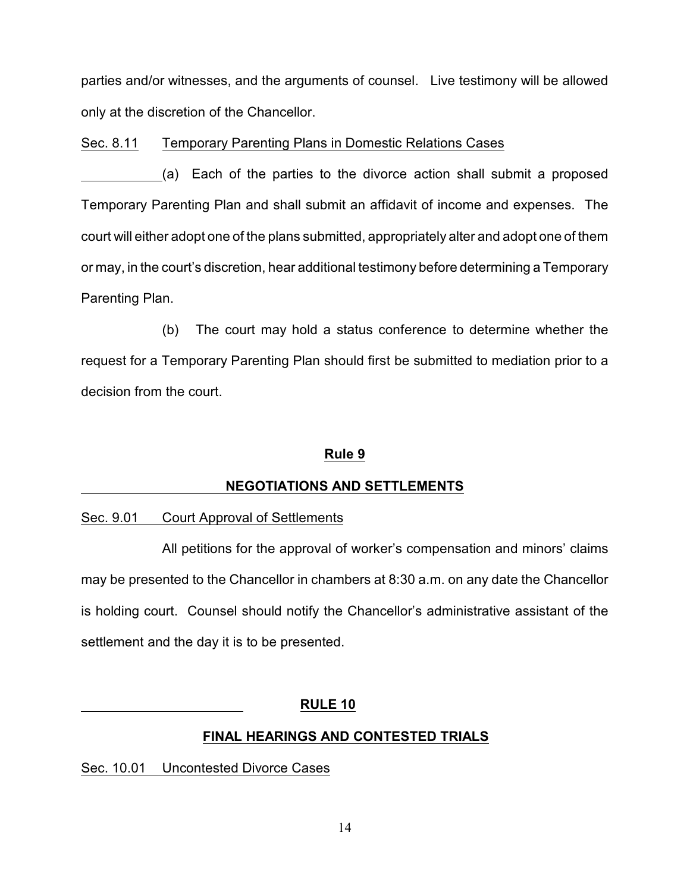parties and/or witnesses, and the arguments of counsel. Live testimony will be allowed only at the discretion of the Chancellor.

Sec. 8.11 Temporary Parenting Plans in Domestic Relations Cases

(a) Each of the parties to the divorce action shall submit a proposed Temporary Parenting Plan and shall submit an affidavit of income and expenses. The court will either adopt one of the plans submitted, appropriately alter and adopt one of them or may, in the court's discretion, hear additional testimony before determining a Temporary Parenting Plan.

(b) The court may hold a status conference to determine whether the request for a Temporary Parenting Plan should first be submitted to mediation prior to a decision from the court.

## Rule 9

## NEGOTIATIONS AND SETTLEMENTS

Sec. 9.01 Court Approval of Settlements

All petitions for the approval of worker's compensation and minors' claims may be presented to the Chancellor in chambers at 8:30 a.m. on any date the Chancellor is holding court. Counsel should notify the Chancellor's administrative assistant of the settlement and the day it is to be presented.

## RULE 10

## FINAL HEARINGS AND CONTESTED TRIALS

Sec. 10.01 Uncontested Divorce Cases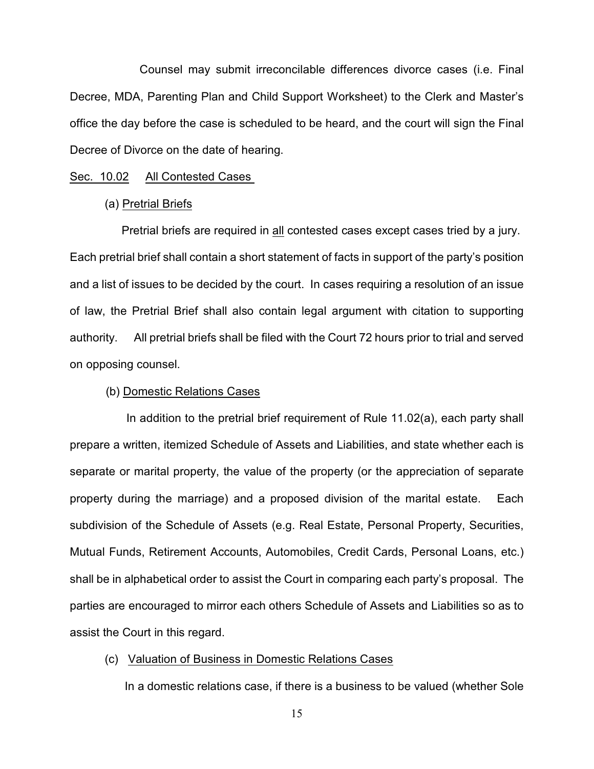Counsel may submit irreconcilable differences divorce cases (i.e. Final Decree, MDA, Parenting Plan and Child Support Worksheet) to the Clerk and Master's office the day before the case is scheduled to be heard, and the court will sign the Final Decree of Divorce on the date of hearing.

<u>Sec. 10.02</u> <u>All Contested Cases</u>

(a) <u>Pretrial Briefs</u>

Pretrial briefs are required in <u>all</u> contested cases except cases tried by a jury. Each pretrial brief shall contain a short statement of facts in support of the party's position and a list of issues to be decided by the court. In cases requiring a resolution of an issue of law, the Pretrial Brief shall also contain legal argument with citation to supporting authority. All pretrial briefs shall be filed with the Court 72 hours prior to trial and served on opposing counsel.

(b) <u>Domestic Relations Cases</u>

In addition to the pretrial brief requirement of Rule 11.02(a), each party shall prepare a written, itemized Schedule of Assets and Liabilities, and state whether each is separate or marital property, the value of the property (or the appreciation of separate property during the marriage) and a proposed division of the marital estate. Each subdivision of the Schedule of Assets (e.g. Real Estate, Personal Property, Securities, Mutual Funds, Retirement Accounts, Automobiles, Credit Cards, Personal Loans, etc.) shall be in alphabetical order to assist the Court in comparing each party's proposal. The parties are encouraged to mirror each others Schedule of Assets and Liabilities so as to assist the Court in this regard.

(c) <u>Valuation of Business in Domestic Relations Cases</u>

In a domestic relations case, if there is a business to be valued (whether Sole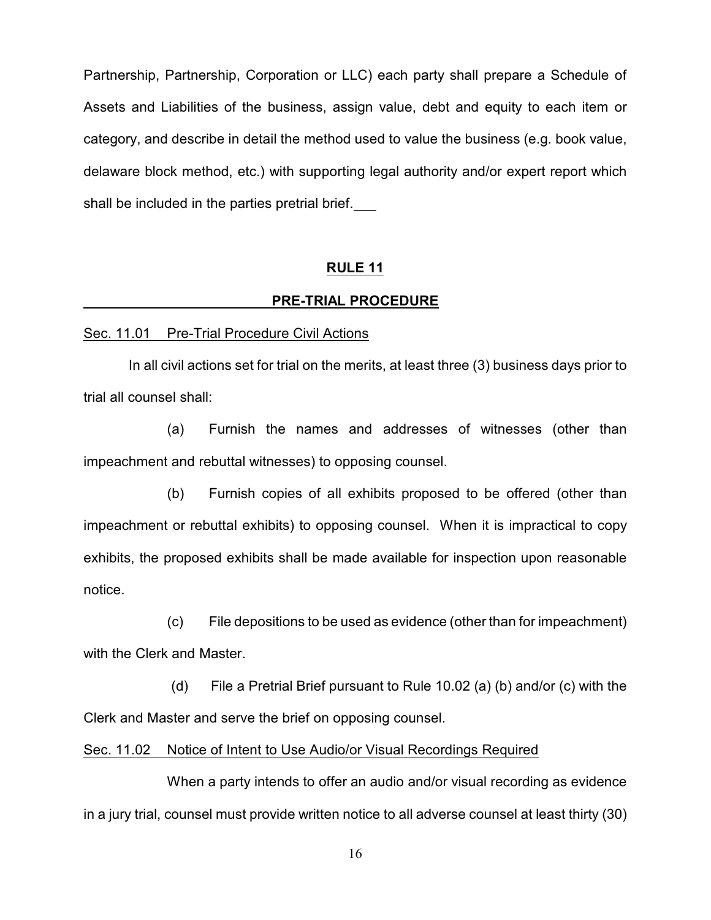Partnership, Partnership, Corporation or LLC) each party shall prepare a Schedule of Assets and Liabilities of the business, assign value, debt and equity to each item or category, and describe in detail the method used to value the business (e.g. book value, delaware block method, etc.) with supporting legal authority and/or expert report which shall be included in the parties pretrial brief.

## RULE 11

## PRE-TRIAL PROCEDURE

Sec. 11.01 Pre-Trial Procedure Civil Actions

In all civil actions set for trial on the merits, at least three (3) business days prior to trial all counsel shall:

(a) Furnish the names and addresses of witnesses (other than impeachment and rebuttal witnesses) to opposing counsel.

(b) Furnish copies of all exhibits proposed to be offered (other than impeachment or rebuttal exhibits) to opposing counsel. When it is impractical to copy exhibits, the proposed exhibits shall be made available for inspection upon reasonable notice.

(c) File depositions to be used as evidence (other than for impeachment) with the Clerk and Master.

(d) File a Pretrial Brief pursuant to Rule 10.02 (a) (b) and/or (c) with the Clerk and Master and serve the brief on opposing counsel.

Sec. 11.02 Notice of Intent to Use Audio/or Visual Recordings Required

When a party intends to offer an audio and/or visual recording as evidence in a jury trial, counsel must provide written notice to all adverse counsel at least thirty (30)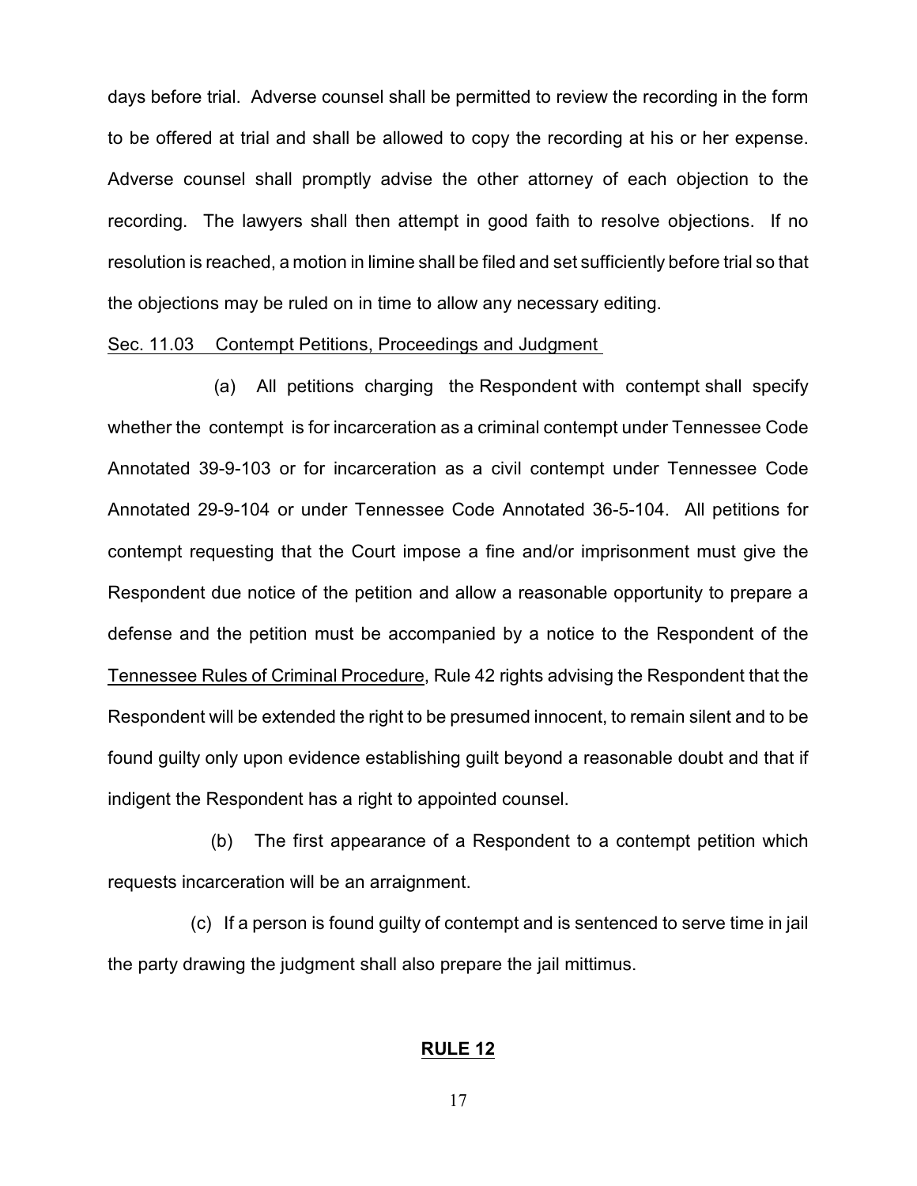days before trial. Adverse counsel shall be permitted to review the recording in the form to be offered at trial and shall be allowed to copy the recording at his or her expense. Adverse counsel shall promptly advise the other attorney of each objection to the recording. The lawyers shall then attempt in good faith to resolve objections. If no resolution is reached, a motion in limine shall be filed and set sufficiently before trial so that the objections may be ruled on in time to allow any necessary editing.

Sec. 11.03 Contempt Petitions, Proceedings and Judgment

(a) All petitions charging the Respondent with contempt shall specify whether the contempt is for incarceration as a criminal contempt under Tennessee Code Annotated 39-9-103 or for incarceration as a civil contempt under Tennessee Code Annotated 29-9-104 or under Tennessee Code Annotated 36-5-104. All petitions for contempt requesting that the Court impose a fine and/or imprisonment must give the Respondent due notice of the petition and allow a reasonable opportunity to prepare a defense and the petition must be accompanied by a notice to the Respondent of the Tennessee Rules of Criminal Procedure, Rule 42 rights advising the Respondent that the Respondent will be extended the right to be presumed innocent, to remain silent and to be found guilty only upon evidence establishing guilt beyond a reasonable doubt and that if indigent the Respondent has a right to appointed counsel.

(b) The first appearance of a Respondent to a contempt petition which requests incarceration will be an arraignment.

(c) If a person is found guilty of contempt and is sentenced to serve time in jail the party drawing the judgment shall also prepare the jail mittimus.

## RULE 12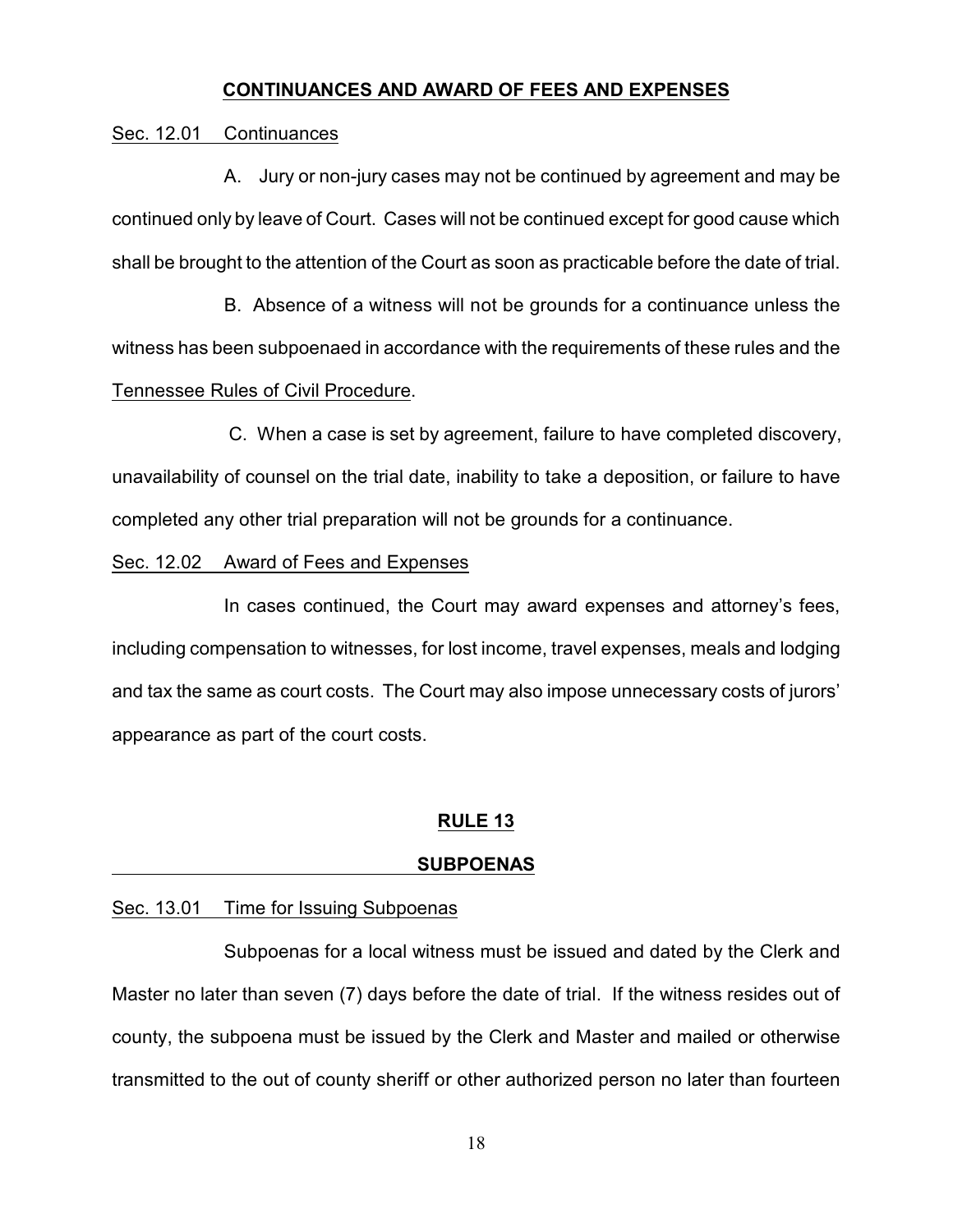## CONTINUANCES AND AWARD OF FEES AND EXPENSES

Sec. 12.01 Continuances

A. Jury or non-jury cases may not be continued by agreement and may be continued only by leave of Court. Cases will not be continued except for good cause which shall be brought to the attention of the Court as soon as practicable before the date of trial.

B. Absence of a witness will not be grounds for a continuance unless the witness has been subpoenaed in accordance with the requirements of these rules and the Tennessee Rules of Civil Procedure.

C. When a case is set by agreement, failure to have completed discovery, unavailability of counsel on the trial date, inability to take a deposition, or failure to have completed any other trial preparation will not be grounds for a continuance.

Sec. 12.02 Award of Fees and Expenses

In cases continued, the Court may award expenses and attorney's fees, including compensation to witnesses, for lost income, travel expenses, meals and lodging and tax the same as court costs. The Court may also impose unnecessary costs of jurors' appearance as part of the court costs.

# RULE 13

## SUBPOENAS

Sec. 13.01 Time for Issuing Subpoenas

Subpoenas for a local witness must be issued and dated by the Clerk and Master no later than seven (7) days before the date of trial. If the witness resides out of county, the subpoena must be issued by the Clerk and Master and mailed or otherwise transmitted to the out of county sheriff or other authorized person no later than fourteen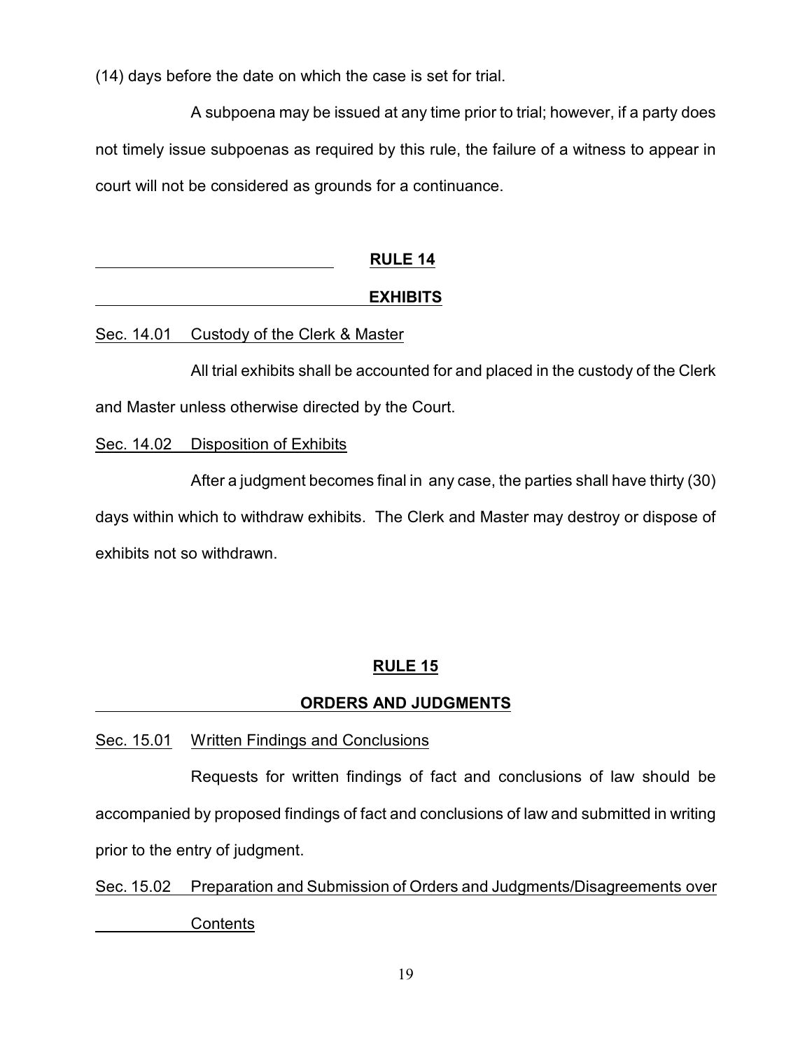(14) days before the date on which the case is set for trial.

A subpoena may be issued at any time prior to trial; however, if a party does not timely issue subpoenas as required by this rule, the failure of a witness to appear in court will not be considered as grounds for a continuance.

## RULE 14

## EXHIBITS

Sec. 14.01 Custody of the Clerk & Master

All trial exhibits shall be accounted for and placed in the custody of the Clerk and Master unless otherwise directed by the Court.

Sec. 14.02 Disposition of Exhibits

After a judgment becomes final in any case, the parties shall have thirty (30) days within which to withdraw exhibits. The Clerk and Master may destroy or dispose of exhibits not so withdrawn.

## RULE 15

## ORDERS AND JUDGMENTS

Sec. 15.01 Written Findings and Conclusions

Requests for written findings of fact and conclusions of law should be accompanied by proposed findings of fact and conclusions of law and submitted in writing prior to the entry of judgment.

Sec. 15.02 Preparation and Submission of Orders and Judgments/Disagreements over Contents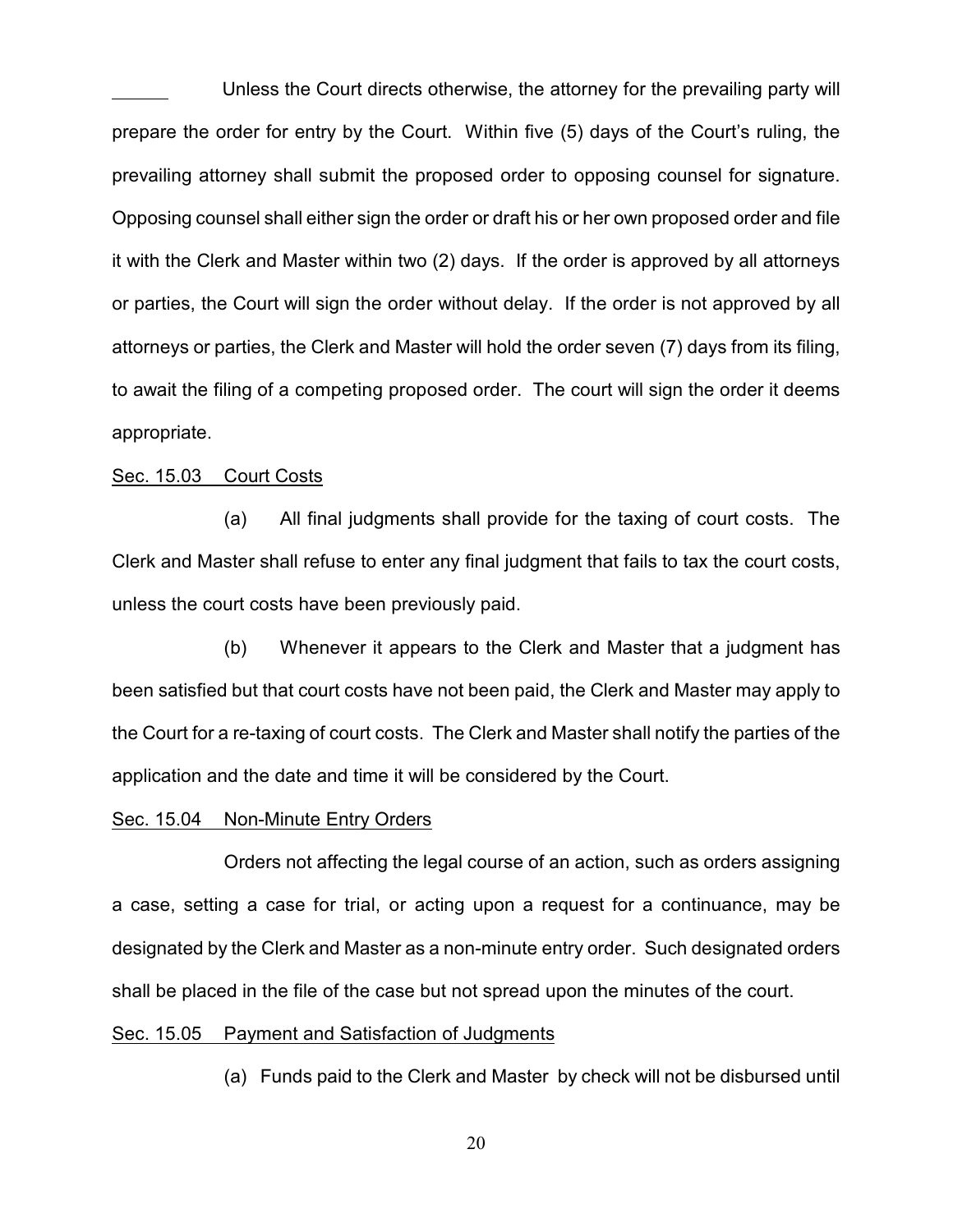Unless the Court directs otherwise, the attorney for the prevailing party will prepare the order for entry by the Court. Within five (5) days of the Court's ruling, the prevailing attorney shall submit the proposed order to opposing counsel for signature. Opposing counsel shall either sign the order or draft his or her own proposed order and file it with the Clerk and Master within two (2) days. If the order is approved by all attorneys or parties, the Court will sign the order without delay. If the order is not approved by all attorneys or parties, the Clerk and Master will hold the order seven (7) days from its filing, to await the filing of a competing proposed order. The court will sign the order it deems appropriate.

Sec. 15.03 Court Costs

(a) All final judgments shall provide for the taxing of court costs. The Clerk and Master shall refuse to enter any final judgment that fails to tax the court costs, unless the court costs have been previously paid.

(b) Whenever it appears to the Clerk and Master that a judgment has been satisfied but that court costs have not been paid, the Clerk and Master may apply to the Court for a re-taxing of court costs. The Clerk and Master shall notify the parties of the application and the date and time it will be considered by the Court.

Sec. 15.04 Non-Minute Entry Orders

Orders not affecting the legal course of an action, such as orders assigning a case, setting a case for trial, or acting upon a request for a continuance, may be designated by the Clerk and Master as a non-minute entry order. Such designated orders shall be placed in the file of the case but not spread upon the minutes of the court.

Sec. 15.05 Payment and Satisfaction of Judgments

(a) Funds paid to the Clerk and Master by check will not be disbursed until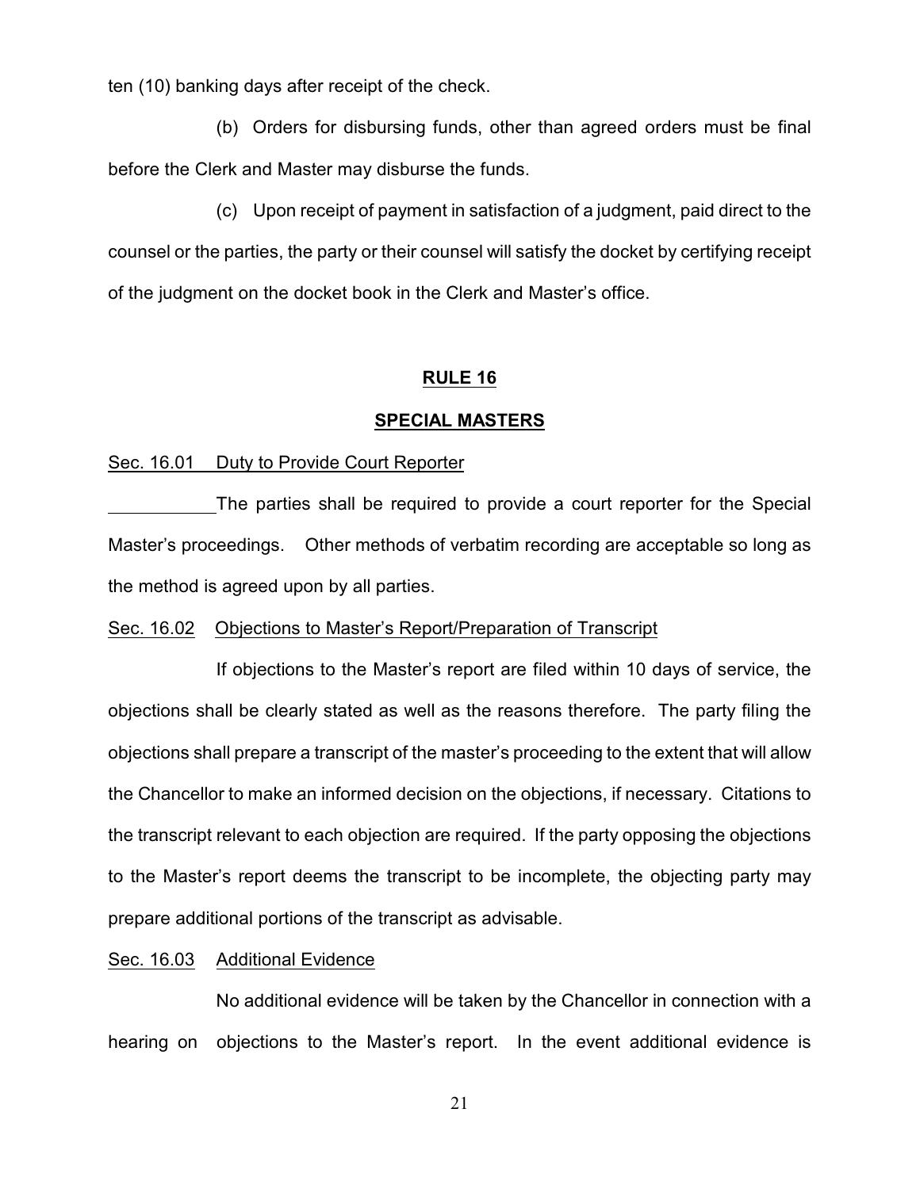ten (10) banking days after receipt of the check.

(b) Orders for disbursing funds, other than agreed orders must be final before the Clerk and Master may disburse the funds.

(c) Upon receipt of payment in satisfaction of a judgment, paid direct to the counsel or the parties, the party or their counsel will satisfy the docket by certifying receipt of the judgment on the docket book in the Clerk and Master's office.

## RULE 16

## SPECIAL MASTERS

Sec. 16.01 Duty to Provide Court Reporter

The parties shall be required to provide a court reporter for the Special Master's proceedings. Other methods of verbatim recording are acceptable so long as the method is agreed upon by all parties.

Sec. 16.02 Objections to Master's Report/Preparation of Transcript

If objections to the Master's report are filed within 10 days of service, the objections shall be clearly stated as well as the reasons therefore. The party filing the objections shall prepare a transcript of the master's proceeding to the extent that will allow the Chancellor to make an informed decision on the objections, if necessary. Citations to the transcript relevant to each objection are required. If the party opposing the objections to the Master's report deems the transcript to be incomplete, the objecting party may prepare additional portions of the transcript as advisable.

Sec. 16.03 Additional Evidence

No additional evidence will be taken by the Chancellor in connection with a hearing on objections to the Master's report. In the event additional evidence is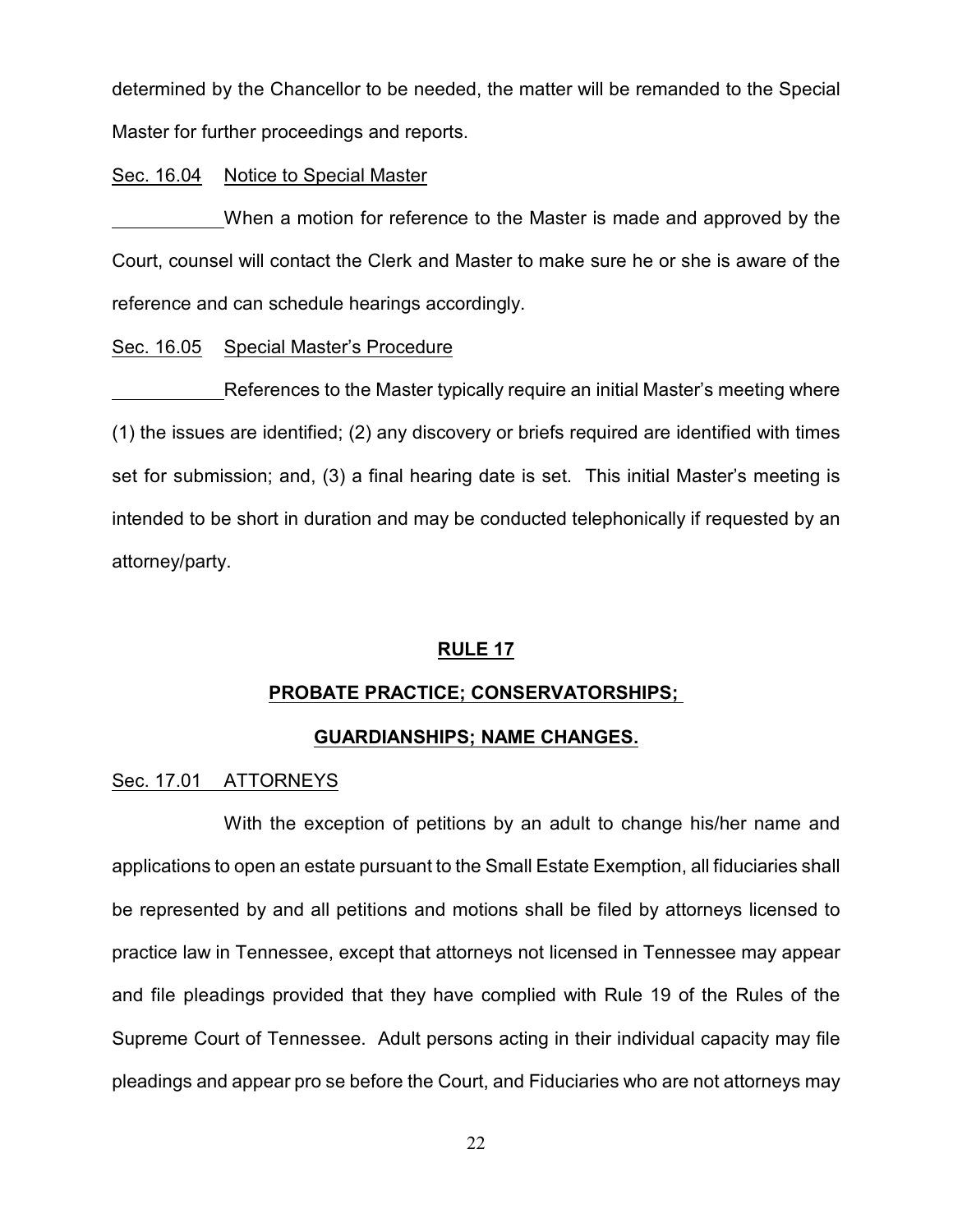determined by the Chancellor to be needed, the matter will be remanded to the Special Master for further proceedings and reports.

Sec. 16.04 Notice to Special Master

When a motion for reference to the Master is made and approved by the Court, counsel will contact the Clerk and Master to make sure he or she is aware of the reference and can schedule hearings accordingly.

Sec. 16.05 Special Master's Procedure

References to the Master typically require an initial Master's meeting where (1) the issues are identified; (2) any discovery or briefs required are identified with times set for submission; and, (3) a final hearing date is set. This initial Master's meeting is intended to be short in duration and may be conducted telephonically if requested by an attorney/party.

## RULE 17

## PROBATE PRACTICE; CONSERVATORSHIPS; GUARDIANSHIPS; NAME CHANGES.

Sec. 17.01 ATTORNEYS

With the exception of petitions by an adult to change his/her name and applications to open an estate pursuant to the Small Estate Exemption, all fiduciaries shall be represented by and all petitions and motions shall be filed by attorneys licensed to practice law in Tennessee, except that attorneys not licensed in Tennessee may appear and file pleadings provided that they have complied with Rule 19 of the Rules of the Supreme Court of Tennessee. Adult persons acting in their individual capacity may file pleadings and appear pro se before the Court, and Fiduciaries who are not attorneys may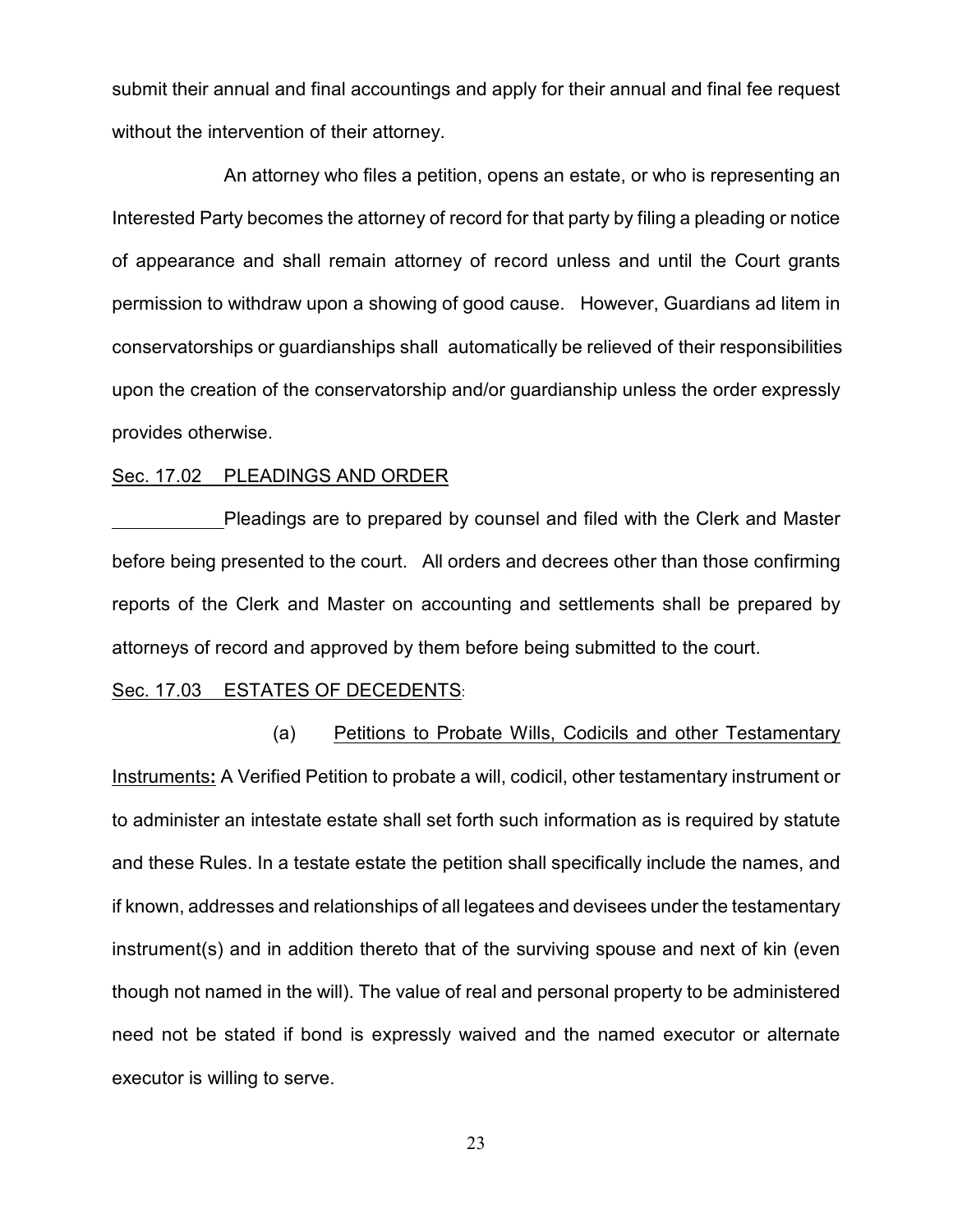submit their annual and final accountings and apply for their annual and final fee request without the intervention of their attorney.

An attorney who files a petition, opens an estate, or who is representing an Interested Party becomes the attorney of record for that party by filing a pleading or notice of appearance and shall remain attorney of record unless and until the Court grants permission to withdraw upon a showing of good cause. However, Guardians ad litem in conservatorships or guardianships shall automatically be relieved of their responsibilities upon the creation of the conservatorship and/or guardianship unless the order expressly provides otherwise.

Sec. 17.02 PLEADINGS AND ORDER

Pleadings are to prepared by counsel and filed with the Clerk and Master before being presented to the court. All orders and decrees other than those confirming reports of the Clerk and Master on accounting and settlements shall be prepared by attorneys of record and approved by them before being submitted to the court.

Sec. 17.03 ESTATES OF DECEDENTS:

(a) Petitions to Probate Wills, Codicils and other Testamentary Instruments**:** A Verified Petition to probate a will, codicil, other testamentary instrument or to administer an intestate estate shall set forth such information as is required by statute and these Rules. In a testate estate the petition shall specifically include the names, and if known, addresses and relationships of all legatees and devisees under the testamentary instrument(s) and in addition thereto that of the surviving spouse and next of kin (even though not named in the will). The value of real and personal property to be administered need not be stated if bond is expressly waived and the named executor or alternate executor is willing to serve.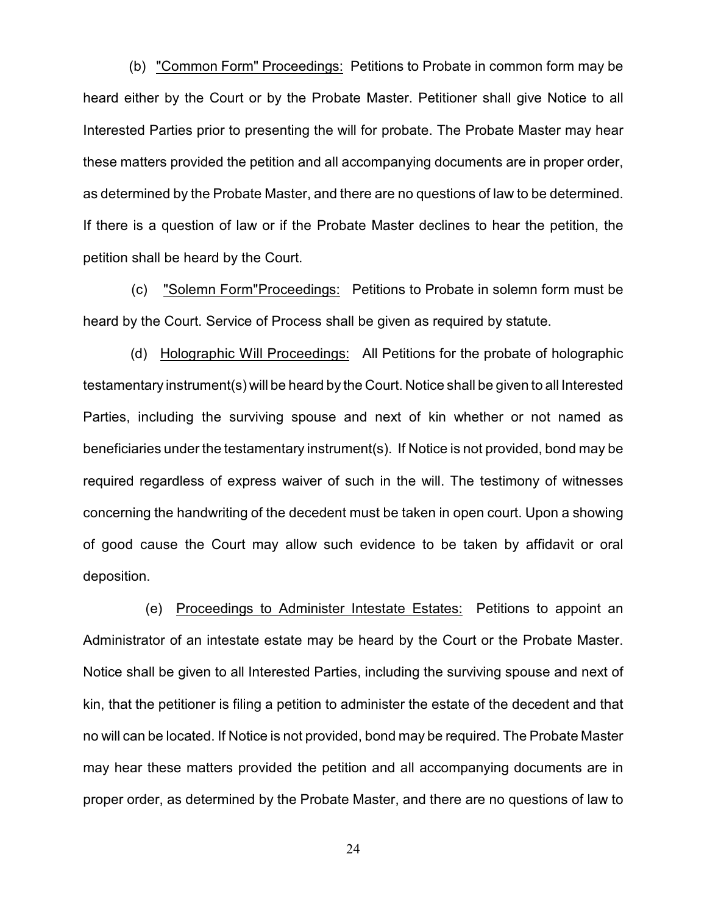(b) "Common Form" Proceedings: Petitions to Probate in common form may be heard either by the Court or by the Probate Master. Petitioner shall give Notice to all Interested Parties prior to presenting the will for probate. The Probate Master may hear these matters provided the petition and all accompanying documents are in proper order, as determined by the Probate Master, and there are no questions of law to be determined. If there is a question of law or if the Probate Master declines to hear the petition, the petition shall be heard by the Court.

(c) "Solemn Form"Proceedings: Petitions to Probate in solemn form must be heard by the Court. Service of Process shall be given as required by statute.

(d) Holographic Will Proceedings: All Petitions for the probate of holographic testamentary instrument(s) will be heard by the Court. Notice shall be given to all Interested Parties, including the surviving spouse and next of kin whether or not named as beneficiaries under the testamentary instrument(s). If Notice is not provided, bond may be required regardless of express waiver of such in the will. The testimony of witnesses concerning the handwriting of the decedent must be taken in open court. Upon a showing of good cause the Court may allow such evidence to be taken by affidavit or oral deposition.

(e) Proceedings to Administer Intestate Estates: Petitions to appoint an Administrator of an intestate estate may be heard by the Court or the Probate Master. Notice shall be given to all Interested Parties, including the surviving spouse and next of kin, that the petitioner is filing a petition to administer the estate of the decedent and that no will can be located. If Notice is not provided, bond may be required. The Probate Master may hear these matters provided the petition and all accompanying documents are in proper order, as determined by the Probate Master, and there are no questions of law to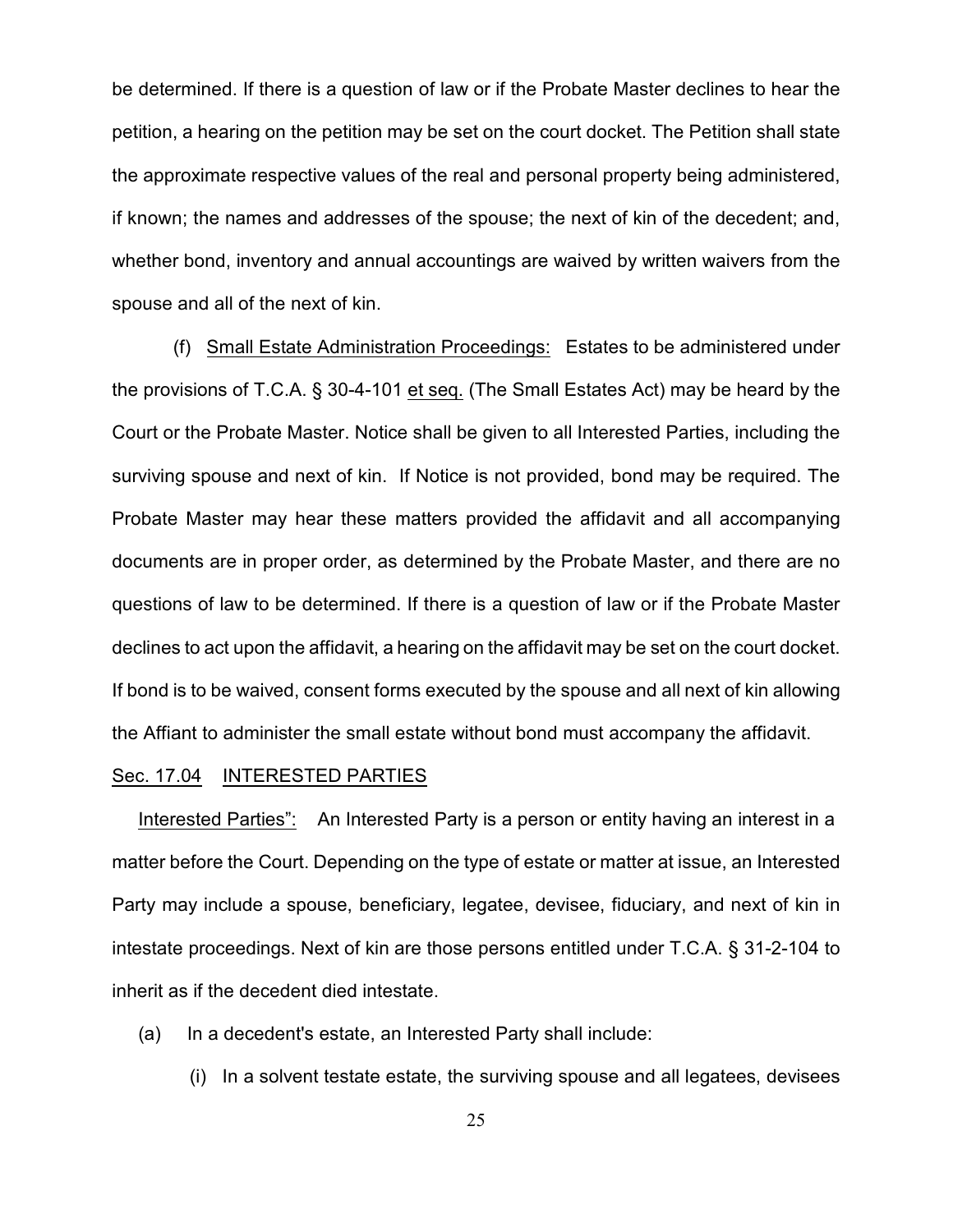be determined. If there is a question of law or if the Probate Master declines to hear the petition, a hearing on the petition may be set on the court docket. The Petition shall state the approximate respective values of the real and personal property being administered, if known; the names and addresses of the spouse; the next of kin of the decedent; and, whether bond, inventory and annual accountings are waived by written waivers from the spouse and all of the next of kin.

(f) <u>Small Estate Administration Proceedings:</u> Estates to be administered under the provisions of T.C.A. § 30-4-101 <u>et seq.</u> (The Small Estates Act) may be heard by the Court or the Probate Master. Notice shall be given to all Interested Parties, including the surviving spouse and next of kin. If Notice is not provided, bond may be required. The Probate Master may hear these matters provided the affidavit and all accompanying documents are in proper order, as determined by the Probate Master, and there are no questions of law to be determined. If there is a question of law or if the Probate Master declines to act upon the affidavit, a hearing on the affidavit may be set on the court docket. If bond is to be waived, consent forms executed by the spouse and all next of kin allowing the Affiant to administer the small estate without bond must accompany the affidavit.

## <u>Sec. 17.04 INTERESTED PARTIES</u>

<u>Interested Parties":</u> An Interested Party is a person or entity having an interest in a matter before the Court. Depending on the type of estate or matter at issue, an Interested Party may include a spouse, beneficiary, legatee, devisee, fiduciary, and next of kin in intestate proceedings. Next of kin are those persons entitled under T.C.A. § 31-2-104 to inherit as if the decedent died intestate.

(a) In a decedent's estate, an Interested Party shall include:

(i) In a solvent testate estate, the surviving spouse and all legatees, devisees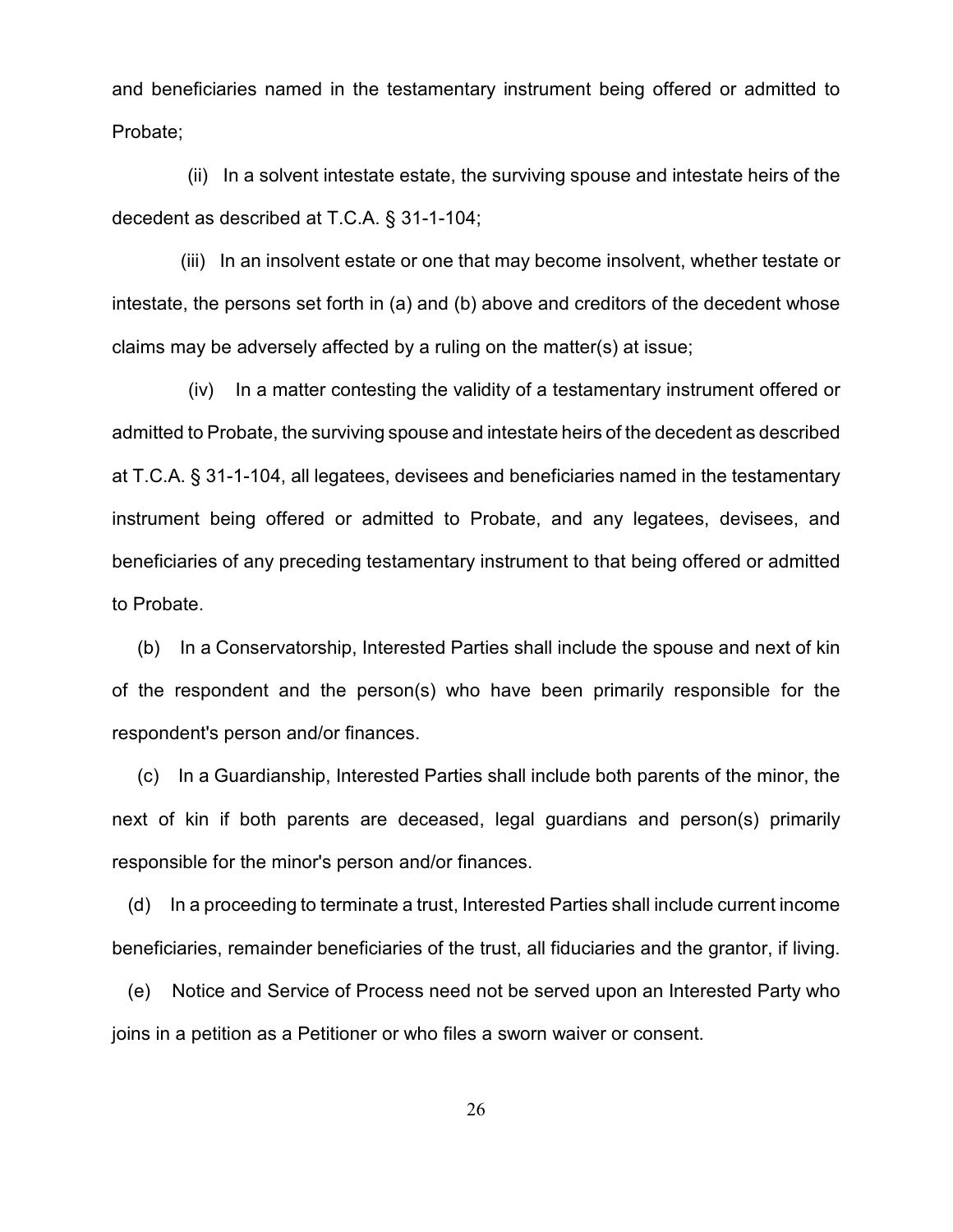and beneficiaries named in the testamentary instrument being offered or admitted to Probate;

(ii) In a solvent intestate estate, the surviving spouse and intestate heirs of the decedent as described at T.C.A. § 31-1-104;

(iii) In an insolvent estate or one that may become insolvent, whether testate or intestate, the persons set forth in (a) and (b) above and creditors of the decedent whose claims may be adversely affected by a ruling on the matter(s) at issue;

(iv) In a matter contesting the validity of a testamentary instrument offered or admitted to Probate, the surviving spouse and intestate heirs of the decedent as described at T.C.A. § 31-1-104, all legatees, devisees and beneficiaries named in the testamentary instrument being offered or admitted to Probate, and any legatees, devisees, and beneficiaries of any preceding testamentary instrument to that being offered or admitted to Probate.

(b) In a Conservatorship, Interested Parties shall include the spouse and next of kin of the respondent and the person(s) who have been primarily responsible for the respondent's person and/or finances.

(c) In a Guardianship, Interested Parties shall include both parents of the minor, the next of kin if both parents are deceased, legal guardians and person(s) primarily responsible for the minor's person and/or finances.

(d) In a proceeding to terminate a trust, Interested Parties shall include current income beneficiaries, remainder beneficiaries of the trust, all fiduciaries and the grantor, if living.

(e) Notice and Service of Process need not be served upon an Interested Party who joins in a petition as a Petitioner or who files a sworn waiver or consent.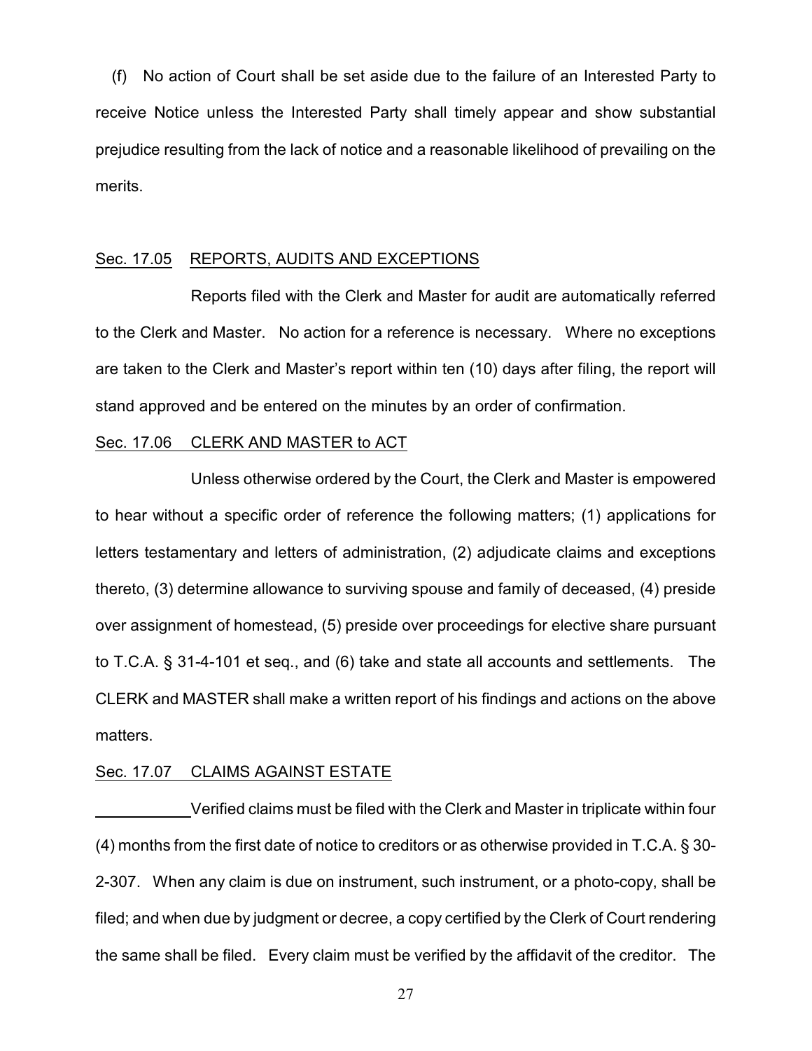(f) No action of Court shall be set aside due to the failure of an Interested Party to receive Notice unless the Interested Party shall timely appear and show substantial prejudice resulting from the lack of notice and a reasonable likelihood of prevailing on the merits.

Sec. 17.05 REPORTS, AUDITS AND EXCEPTIONS

Reports filed with the Clerk and Master for audit are automatically referred to the Clerk and Master. No action for a reference is necessary. Where no exceptions are taken to the Clerk and Master's report within ten (10) days after filing, the report will stand approved and be entered on the minutes by an order of confirmation.

Sec. 17.06 CLERK AND MASTER to ACT

Unless otherwise ordered by the Court, the Clerk and Master is empowered to hear without a specific order of reference the following matters; (1) applications for letters testamentary and letters of administration, (2) adjudicate claims and exceptions thereto, (3) determine allowance to surviving spouse and family of deceased, (4) preside over assignment of homestead, (5) preside over proceedings for elective share pursuant to T.C.A. § 31-4-101 et seq., and (6) take and state all accounts and settlements. The CLERK and MASTER shall make a written report of his findings and actions on the above matters.

Sec. 17.07 CLAIMS AGAINST ESTATE

Verified claims must be filed with the Clerk and Master in triplicate within four (4) months from the first date of notice to creditors or as otherwise provided in T.C.A. § 30-2-307. When any claim is due on instrument, such instrument, or a photo-copy, shall be filed; and when due by judgment or decree, a copy certified by the Clerk of Court rendering the same shall be filed. Every claim must be verified by the affidavit of the creditor. The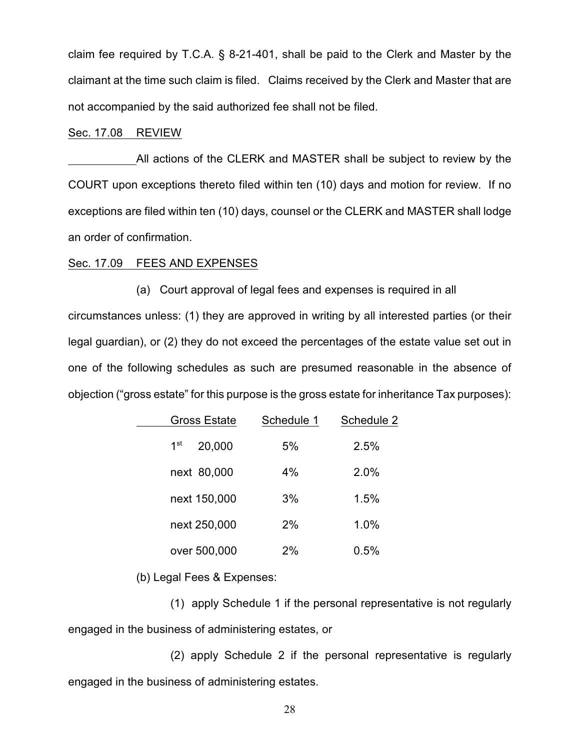claim fee required by T.C.A. § 8-21-401, shall be paid to the Clerk and Master by the claimant at the time such claim is filed. Claims received by the Clerk and Master that are not accompanied by the said authorized fee shall not be filed.

Sec. 17.08 REVIEW

All actions of the CLERK and MASTER shall be subject to review by the COURT upon exceptions thereto filed within ten (10) days and motion for review. If no exceptions are filed within ten (10) days, counsel or the CLERK and MASTER shall lodge an order of confirmation.

Sec. 17.09 FEES AND EXPENSES

(a) Court approval of legal fees and expenses is required in all circumstances unless: (1) they are approved in writing by all interested parties (or their legal guardian), or (2) they do not exceed the percentages of the estate value set out in one of the following schedules as such are presumed reasonable in the absence of objection ("gross estate" for this purpose is the gross estate for inheritance Tax purposes):

| Gross Estate | Schedule 1 | Schedule 2 |
|---|---|---|
| 1st 20,000 | 5% | 2.5% |
| next 80,000 | 4% | 2.0% |
| next 150,000 | 3% | 1.5% |
| next 250,000 | 2% | 1.0% |
| over 500,000 | 2% | 0.5% |

(b) Legal Fees & Expenses:

(1) apply Schedule 1 if the personal representative is not regularly engaged in the business of administering estates, or

(2) apply Schedule 2 if the personal representative is regularly engaged in the business of administering estates.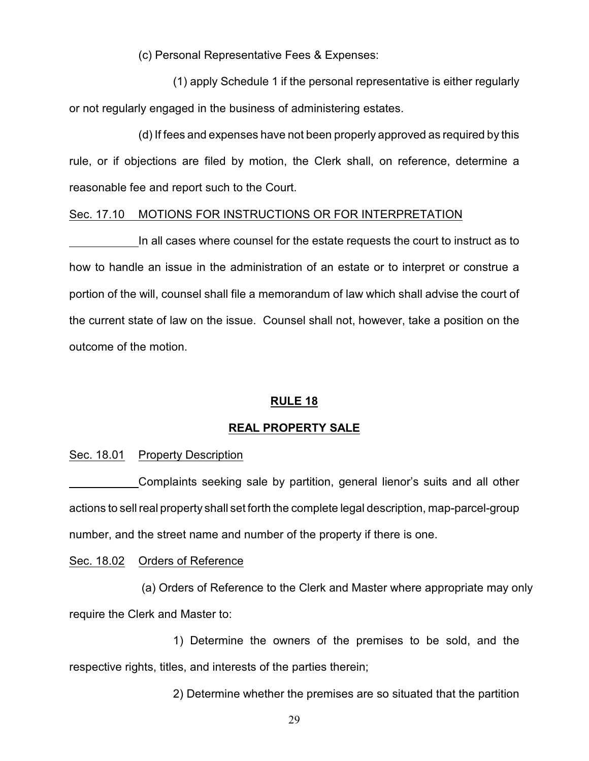(c) Personal Representative Fees & Expenses:

(1) apply Schedule 1 if the personal representative is either regularly or not regularly engaged in the business of administering estates.

(d) If fees and expenses have not been properly approved as required by this rule, or if objections are filed by motion, the Clerk shall, on reference, determine a reasonable fee and report such to the Court.

Sec. 17.10 MOTIONS FOR INSTRUCTIONS OR FOR INTERPRETATION

In all cases where counsel for the estate requests the court to instruct as to how to handle an issue in the administration of an estate or to interpret or construe a portion of the will, counsel shall file a memorandum of law which shall advise the court of the current state of law on the issue. Counsel shall not, however, take a position on the outcome of the motion.

## RULE 18

## REAL PROPERTY SALE

Sec. 18.01 Property Description

Complaints seeking sale by partition, general lienor's suits and all other actions to sell real property shall set forth the complete legal description, map-parcel-group number, and the street name and number of the property if there is one.

Sec. 18.02 Orders of Reference

(a) Orders of Reference to the Clerk and Master where appropriate may only require the Clerk and Master to:

1) Determine the owners of the premises to be sold, and the respective rights, titles, and interests of the parties therein;

2) Determine whether the premises are so situated that the partition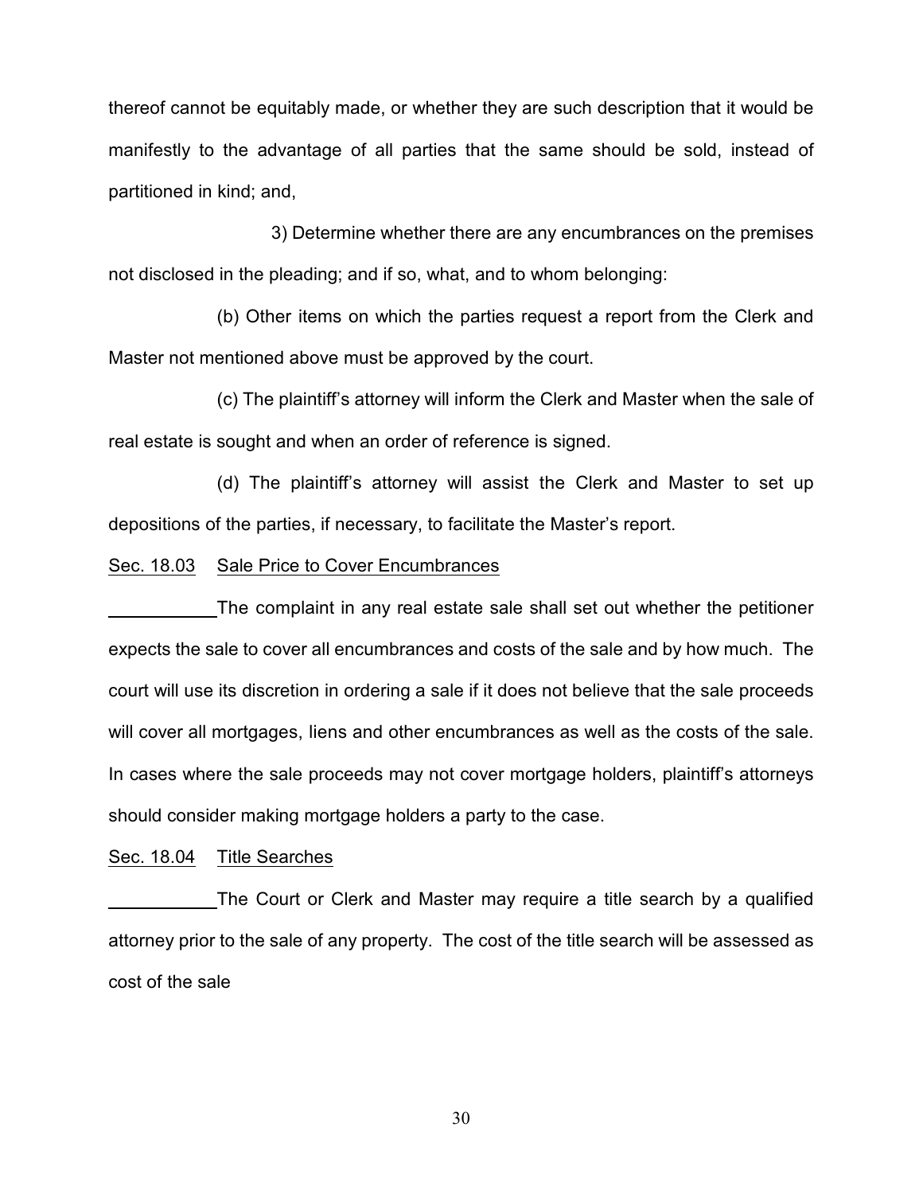thereof cannot be equitably made, or whether they are such description that it would be manifestly to the advantage of all parties that the same should be sold, instead of partitioned in kind; and,

3) Determine whether there are any encumbrances on the premises not disclosed in the pleading; and if so, what, and to whom belonging:

(b) Other items on which the parties request a report from the Clerk and Master not mentioned above must be approved by the court.

(c) The plaintiff's attorney will inform the Clerk and Master when the sale of real estate is sought and when an order of reference is signed.

(d) The plaintiff's attorney will assist the Clerk and Master to set up depositions of the parties, if necessary, to facilitate the Master's report.

Sec. 18.03 Sale Price to Cover Encumbrances

The complaint in any real estate sale shall set out whether the petitioner expects the sale to cover all encumbrances and costs of the sale and by how much. The court will use its discretion in ordering a sale if it does not believe that the sale proceeds will cover all mortgages, liens and other encumbrances as well as the costs of the sale. In cases where the sale proceeds may not cover mortgage holders, plaintiff's attorneys should consider making mortgage holders a party to the case.

Sec. 18.04 Title Searches

The Court or Clerk and Master may require a title search by a qualified attorney prior to the sale of any property. The cost of the title search will be assessed as cost of the sale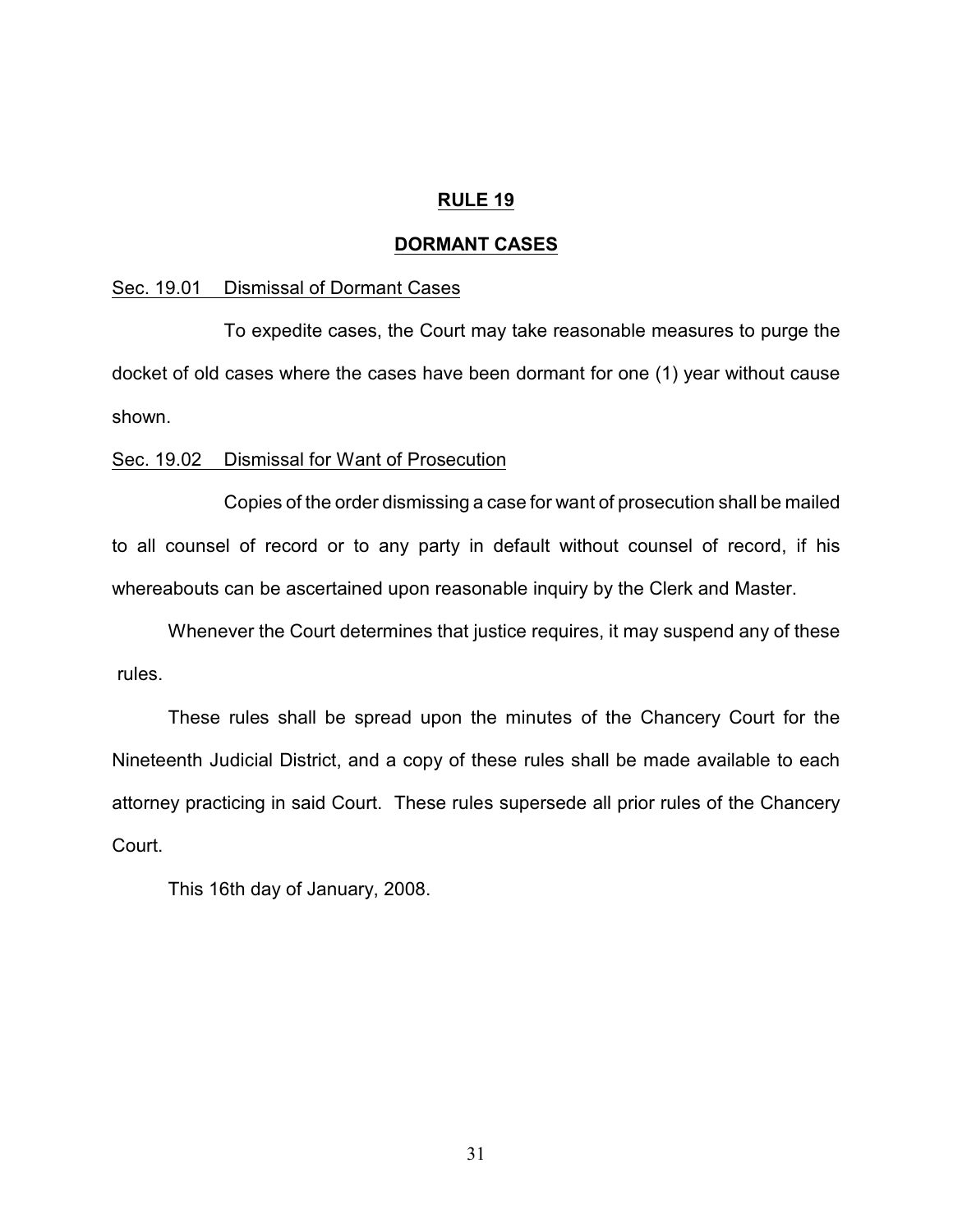## RULE 19

## DORMANT CASES

Sec. 19.01 Dismissal of Dormant Cases

To expedite cases, the Court may take reasonable measures to purge the docket of old cases where the cases have been dormant for one (1) year without cause shown.

Sec. 19.02 Dismissal for Want of Prosecution

Copies of the order dismissing a case for want of prosecution shall be mailed to all counsel of record or to any party in default without counsel of record, if his whereabouts can be ascertained upon reasonable inquiry by the Clerk and Master.

Whenever the Court determines that justice requires, it may suspend any of these rules.

These rules shall be spread upon the minutes of the Chancery Court for the Nineteenth Judicial District, and a copy of these rules shall be made available to each attorney practicing in said Court. These rules supersede all prior rules of the Chancery Court.

This 16th day of January, 2008.